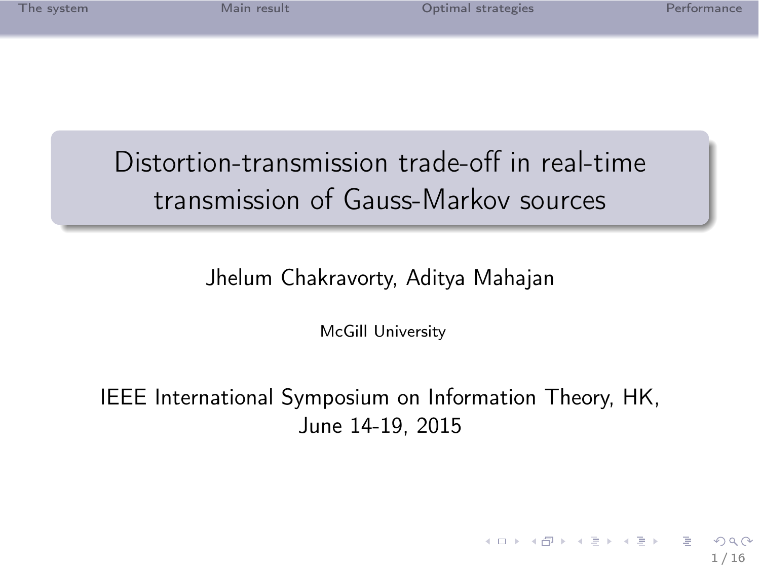# Distortion-transmission trade-off in real-time transmission of Gauss-Markov sources

Jhelum Chakravorty, Aditya Mahajan

McGill University

IEEE International Symposium on Information Theory, HK, June 14-19, 2015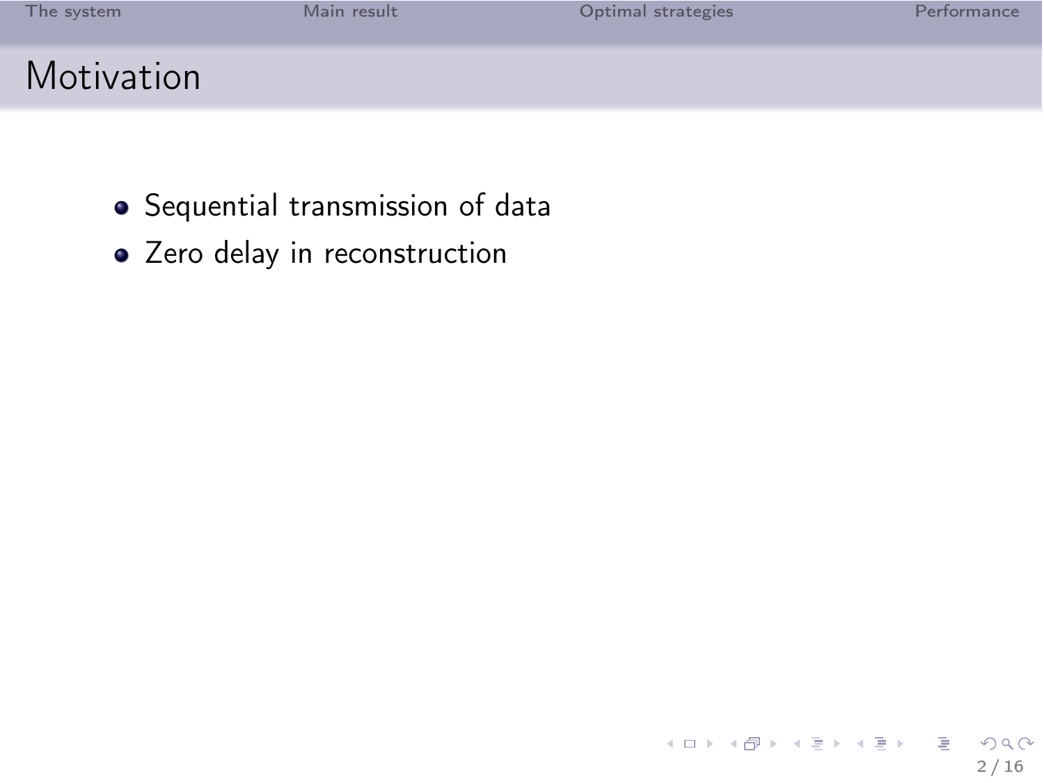# Motivation

- Sequential transmission of data
- Zero delay in reconstruction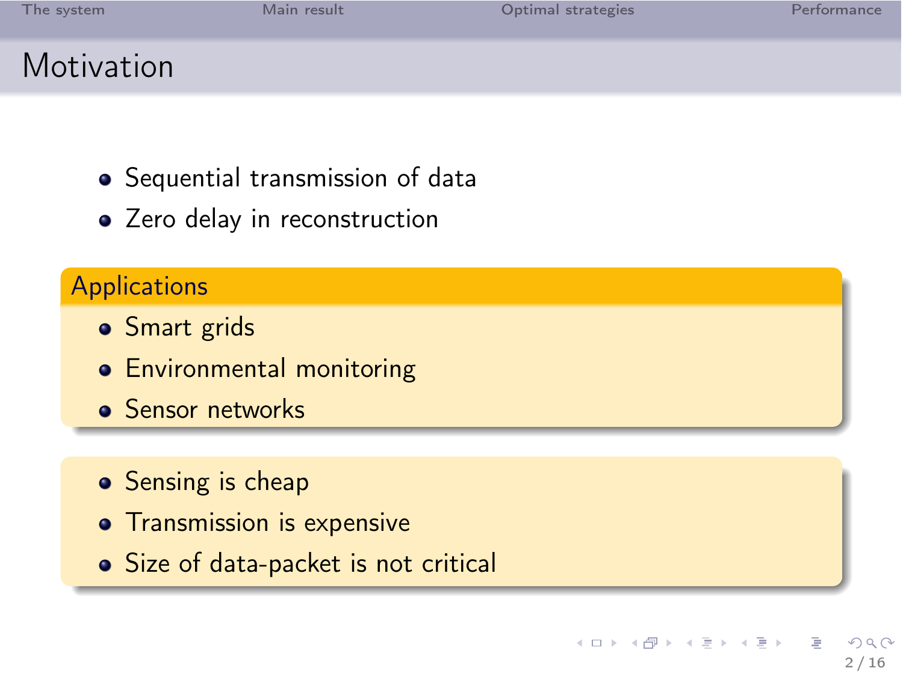# Motivation

- Sequential transmission of data
- Zero delay in reconstruction

## Applications

- Smart grids
- Environmental monitoring
- Sensor networks

---

- Sensing is cheap
- Transmission is expensive
- Size of data-packet is not critical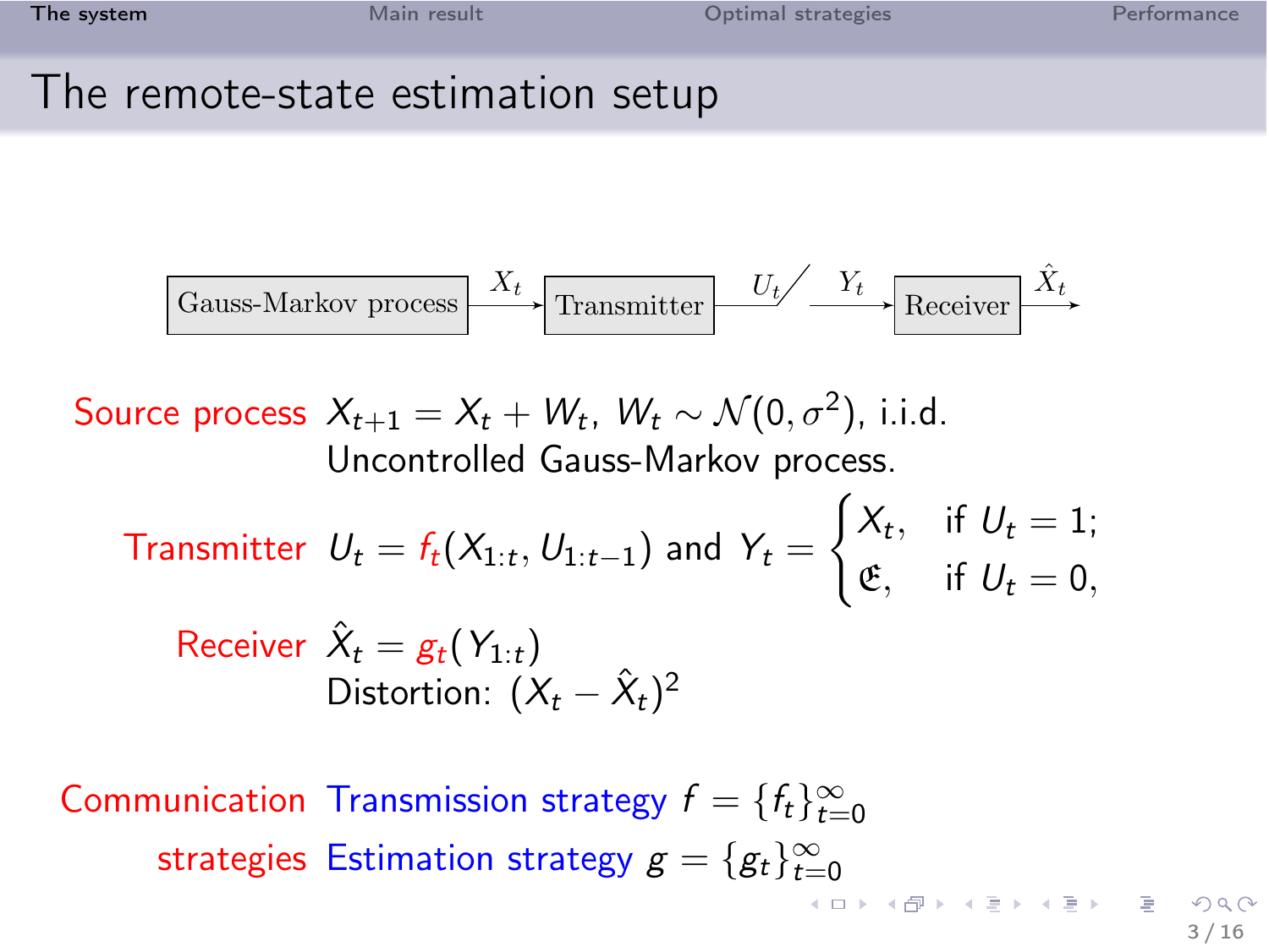# The remote-state estimation setup

Gauss-Markov process $\xrightarrow{X_t}$ Transmitter $\xrightarrow{U_t \;/\; Y_t}$ Receiver $\xrightarrow{\hat{X}_t}$

**Source process** $X_{t+1} = X_t + W_t$, $W_t \sim \mathcal{N}(0, \sigma^2)$, i.i.d.
Uncontrolled Gauss-Markov process.

**Transmitter** $U_t = f_t(X_{1:t}, U_{1:t-1})$ and $Y_t = \begin{cases} X_t, & \text{if } U_t = 1; \\ \mathfrak{E}, & \text{if } U_t = 0, \end{cases}$

**Receiver** $\hat{X}_t = g_t(Y_{1:t})$
Distortion: $(X_t - \hat{X}_t)^2$

**Communication strategies**
Transmission strategy $f = \{f_t\}_{t=0}^{\infty}$
Estimation strategy $g = \{g_t\}_{t=0}^{\infty}$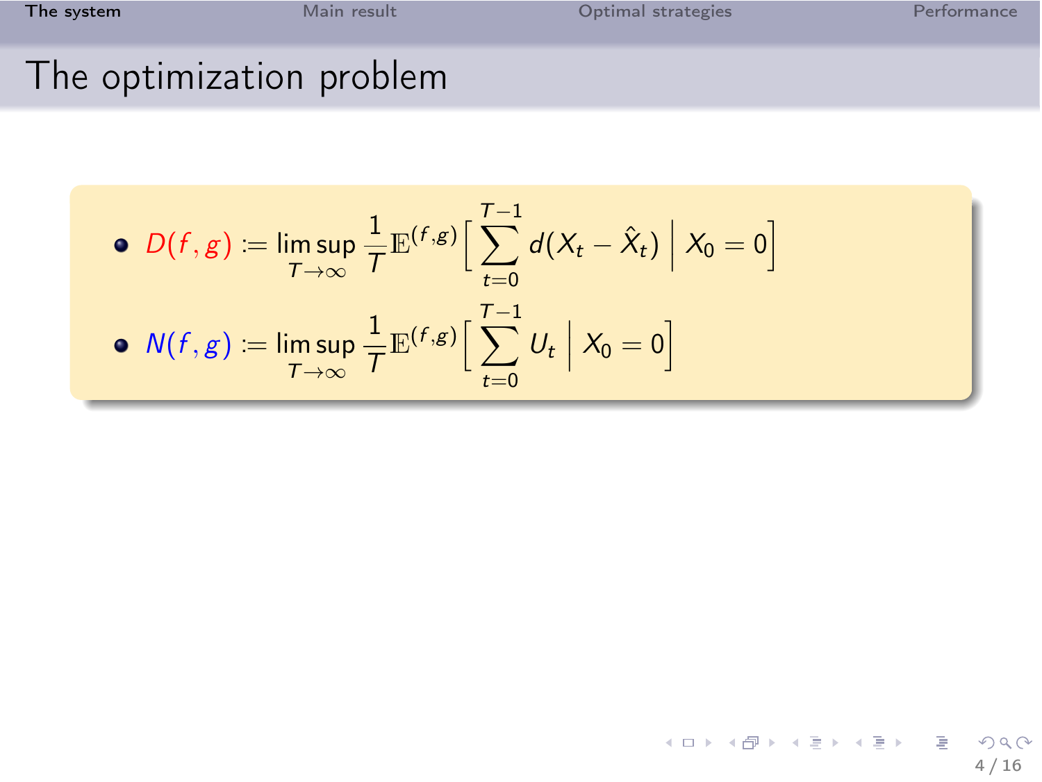# The optimization problem

- $D(f, g) := \limsup_{T \to \infty} \frac{1}{T} \mathbb{E}^{(f,g)} \Big[ \sum_{t=0}^{T-1} d(X_t - \hat{X}_t) \;\Big|\; X_0 = 0 \Big]$
- $N(f, g) := \limsup_{T \to \infty} \frac{1}{T} \mathbb{E}^{(f,g)} \Big[ \sum_{t=0}^{T-1} U_t \;\Big|\; X_0 = 0 \Big]$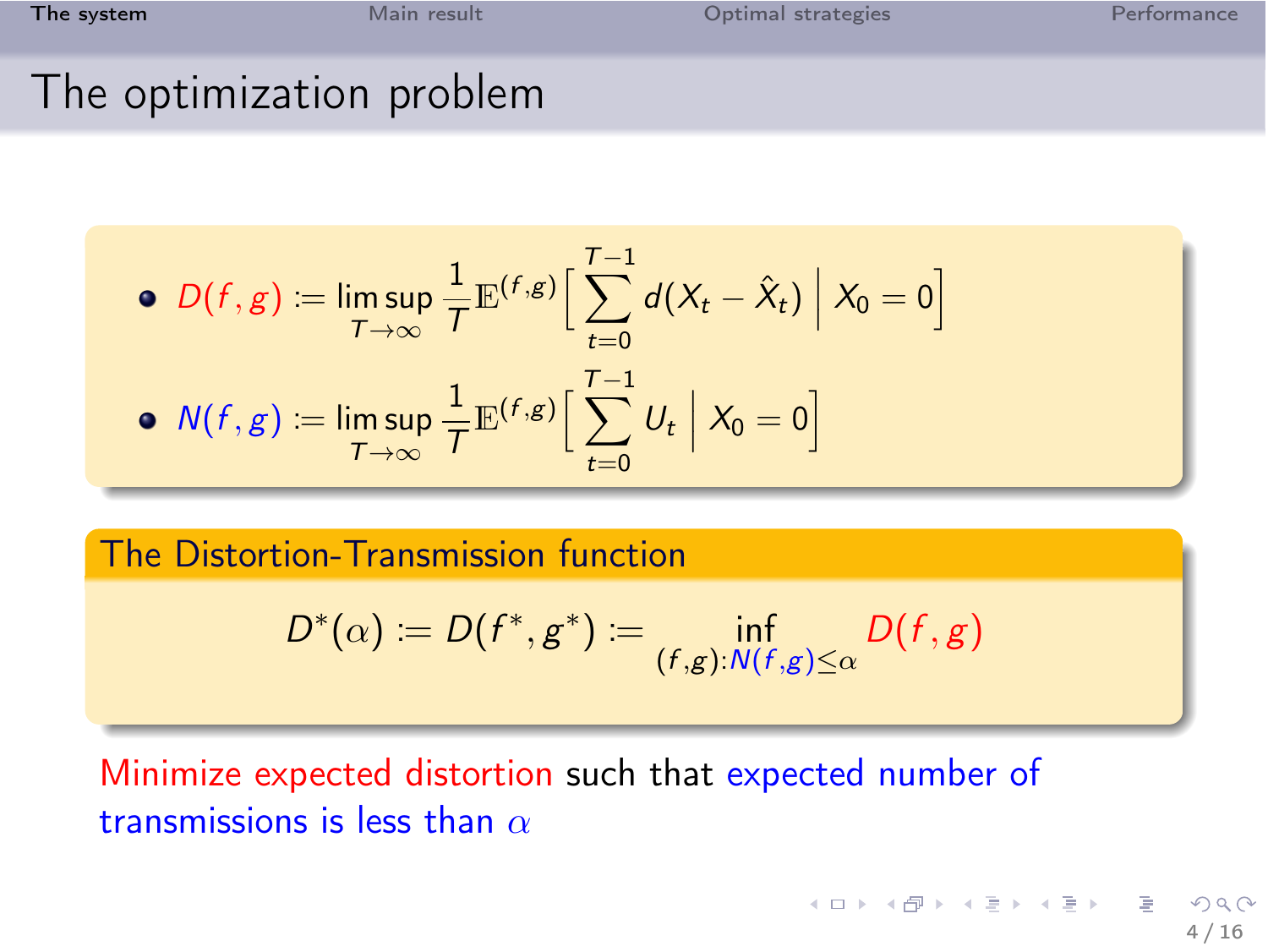# The optimization problem

- $D(f,g) := \limsup_{T\to\infty} \frac{1}{T}\mathbb{E}^{(f,g)}\Big[\sum_{t=0}^{T-1} d(X_t - \hat{X}_t) \,\Big|\, X_0 = 0\Big]$
- $N(f,g) := \limsup_{T\to\infty} \frac{1}{T}\mathbb{E}^{(f,g)}\Big[\sum_{t=0}^{T-1} U_t \,\Big|\, X_0 = 0\Big]$

## The Distortion-Transmission function

$$D^*(\alpha) := D(f^*, g^*) := \inf_{(f,g):N(f,g)\leq\alpha} D(f,g)$$

Minimize expected distortion such that expected number of transmissions is less than $\alpha$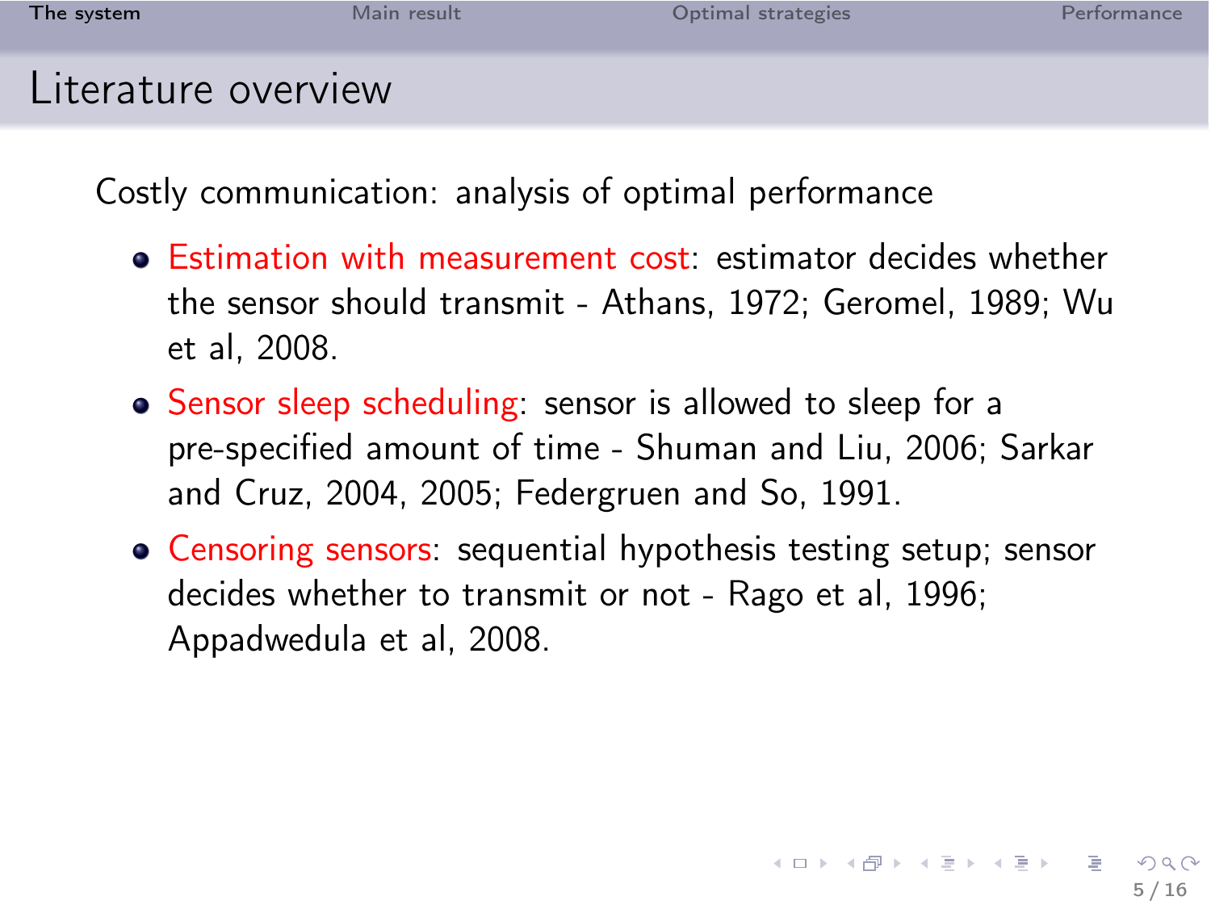# Literature overview

Costly communication: analysis of optimal performance

- Estimation with measurement cost: estimator decides whether the sensor should transmit - Athans, 1972; Geromel, 1989; Wu et al, 2008.
- Sensor sleep scheduling: sensor is allowed to sleep for a pre-specified amount of time - Shuman and Liu, 2006; Sarkar and Cruz, 2004, 2005; Federgruen and So, 1991.
- Censoring sensors: sequential hypothesis testing setup; sensor decides whether to transmit or not - Rago et al, 1996; Appadwedula et al, 2008.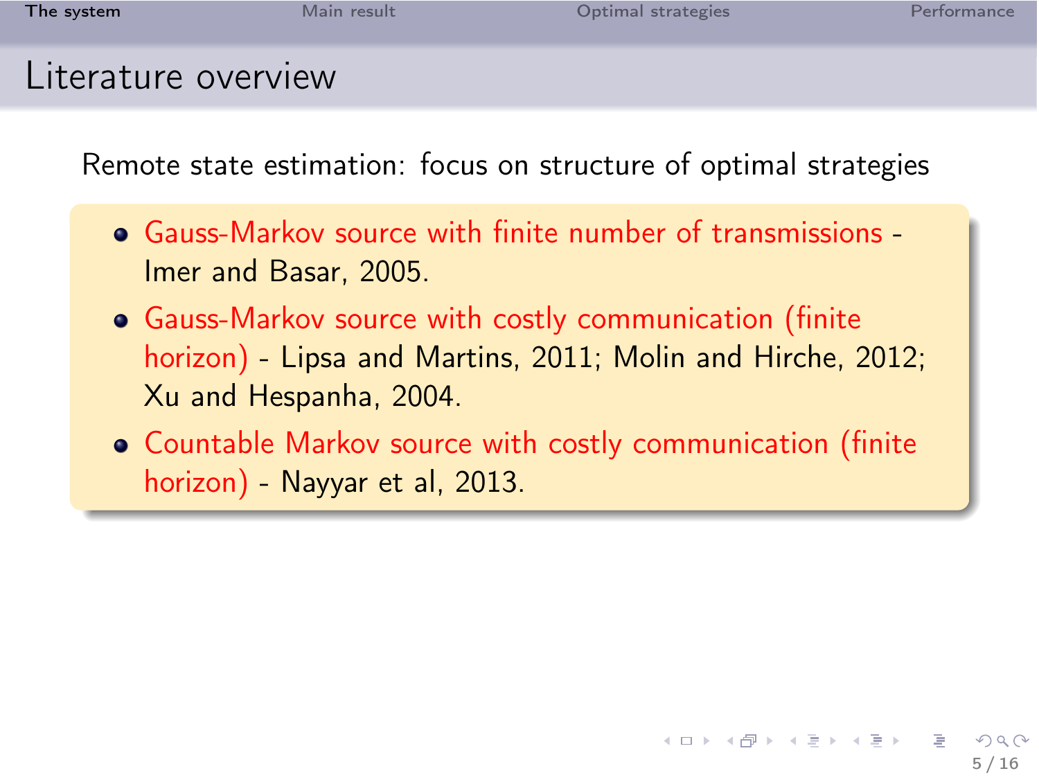## Literature overview

Remote state estimation: focus on structure of optimal strategies

- Gauss-Markov source with finite number of transmissions - Imer and Basar, 2005.
- Gauss-Markov source with costly communication (finite horizon) - Lipsa and Martins, 2011; Molin and Hirche, 2012; Xu and Hespanha, 2004.
- Countable Markov source with costly communication (finite horizon) - Nayyar et al, 2013.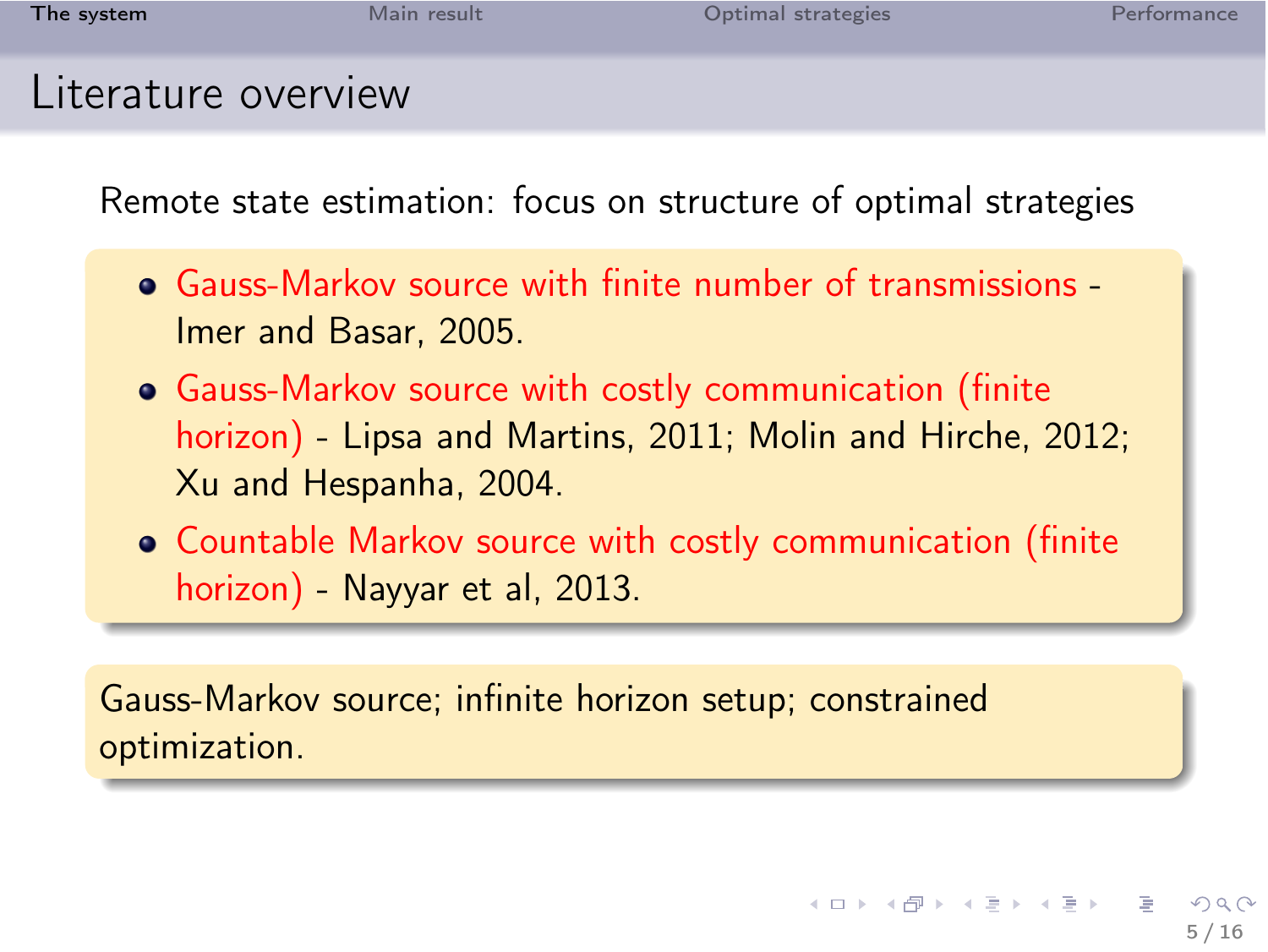# Literature overview

Remote state estimation: focus on structure of optimal strategies

- Gauss-Markov source with finite number of transmissions - Imer and Basar, 2005.
- Gauss-Markov source with costly communication (finite horizon) - Lipsa and Martins, 2011; Molin and Hirche, 2012; Xu and Hespanha, 2004.
- Countable Markov source with costly communication (finite horizon) - Nayyar et al, 2013.

Gauss-Markov source; infinite horizon setup; constrained optimization.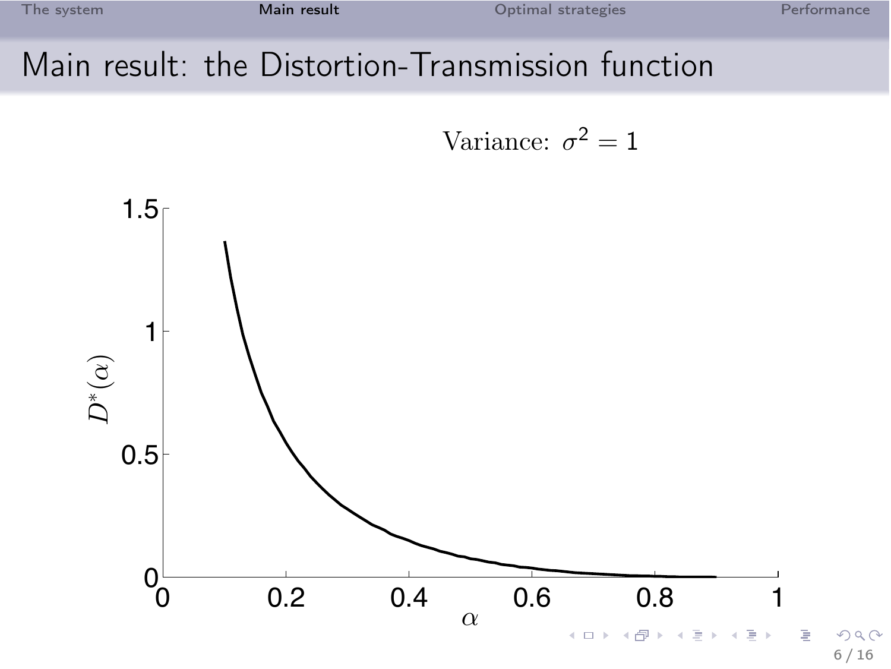# Main result: the Distortion-Transmission function

Variance: $\sigma^2 = 1$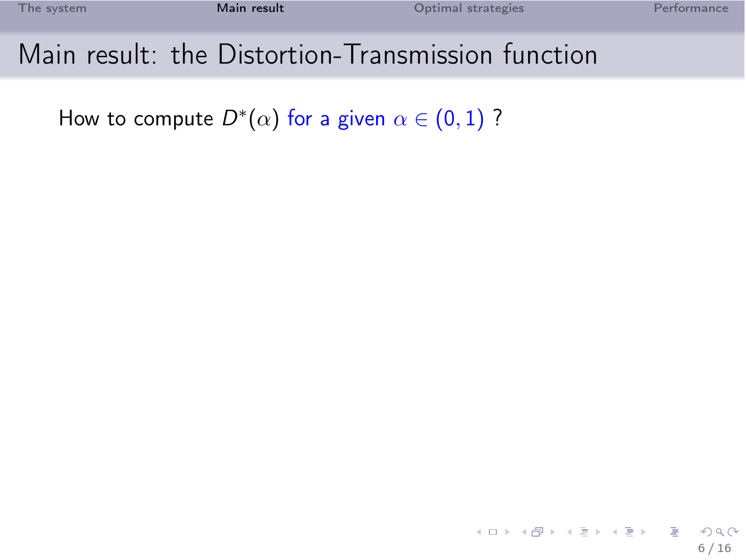# Main result: the Distortion-Transmission function

How to compute $D^*(\alpha)$ for a given $\alpha \in (0,1)$ ?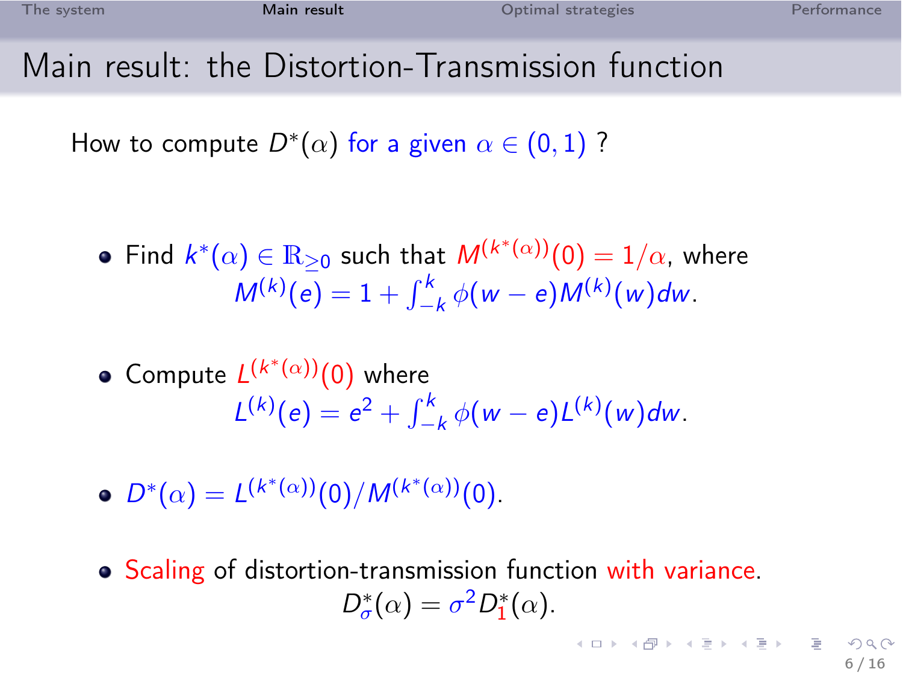# Main result: the Distortion-Transmission function

How to compute $D^*(\alpha)$ for a given $\alpha \in (0,1)$ ?

- Find $k^*(\alpha) \in \mathbb{R}_{\geq 0}$ such that $M^{(k^*(\alpha))}(0) = 1/\alpha$, where
$$M^{(k)}(e) = 1 + \int_{-k}^{k} \phi(w-e) M^{(k)}(w) dw.$$

- Compute $L^{(k^*(\alpha))}(0)$ where
$$L^{(k)}(e) = e^2 + \int_{-k}^{k} \phi(w-e) L^{(k)}(w) dw.$$

- $D^*(\alpha) = L^{(k^*(\alpha))}(0) / M^{(k^*(\alpha))}(0)$.

- Scaling of distortion-transmission function with variance.
$$D^*_\sigma(\alpha) = \sigma^2 D^*_1(\alpha).$$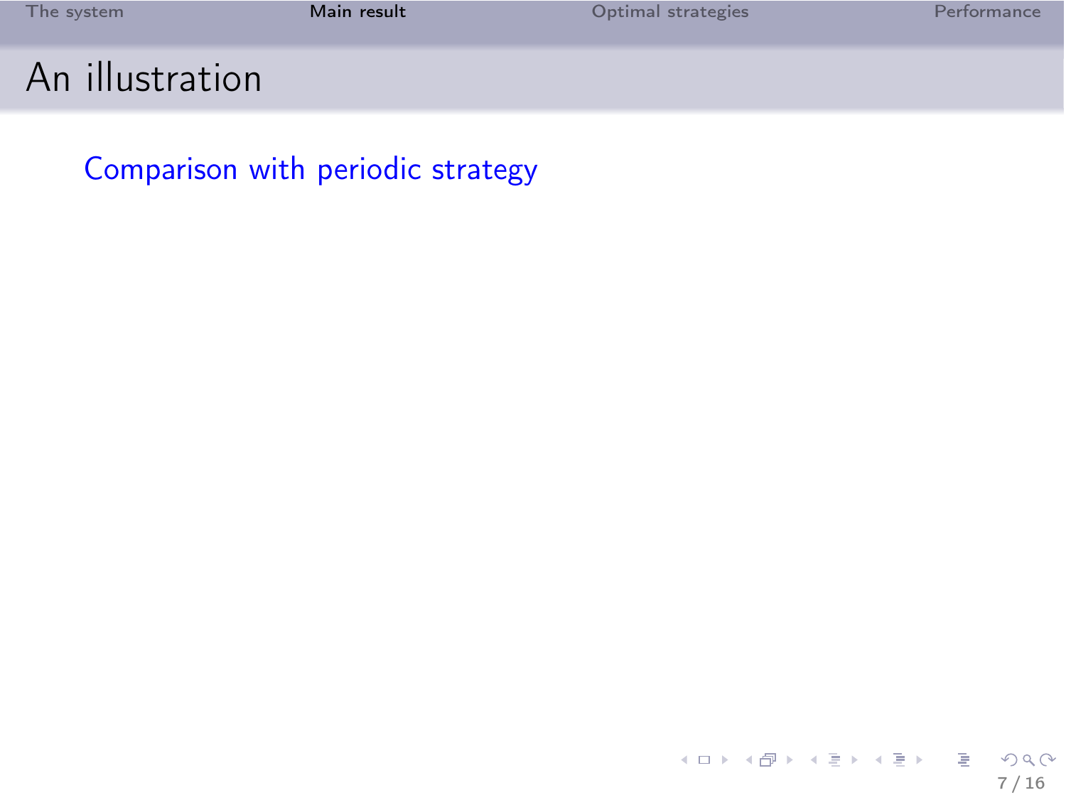# An illustration

Comparison with periodic strategy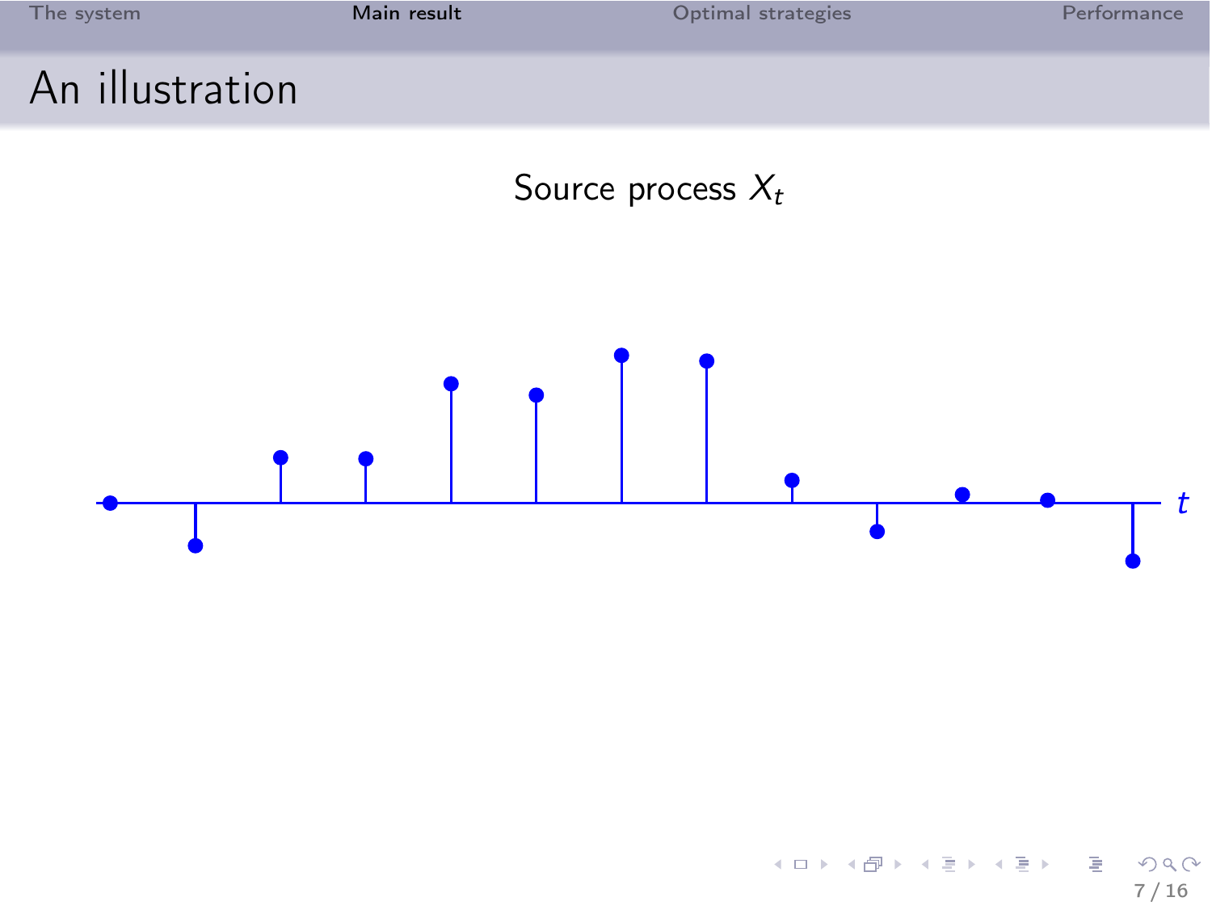# An illustration

Source process $X_t$

$t$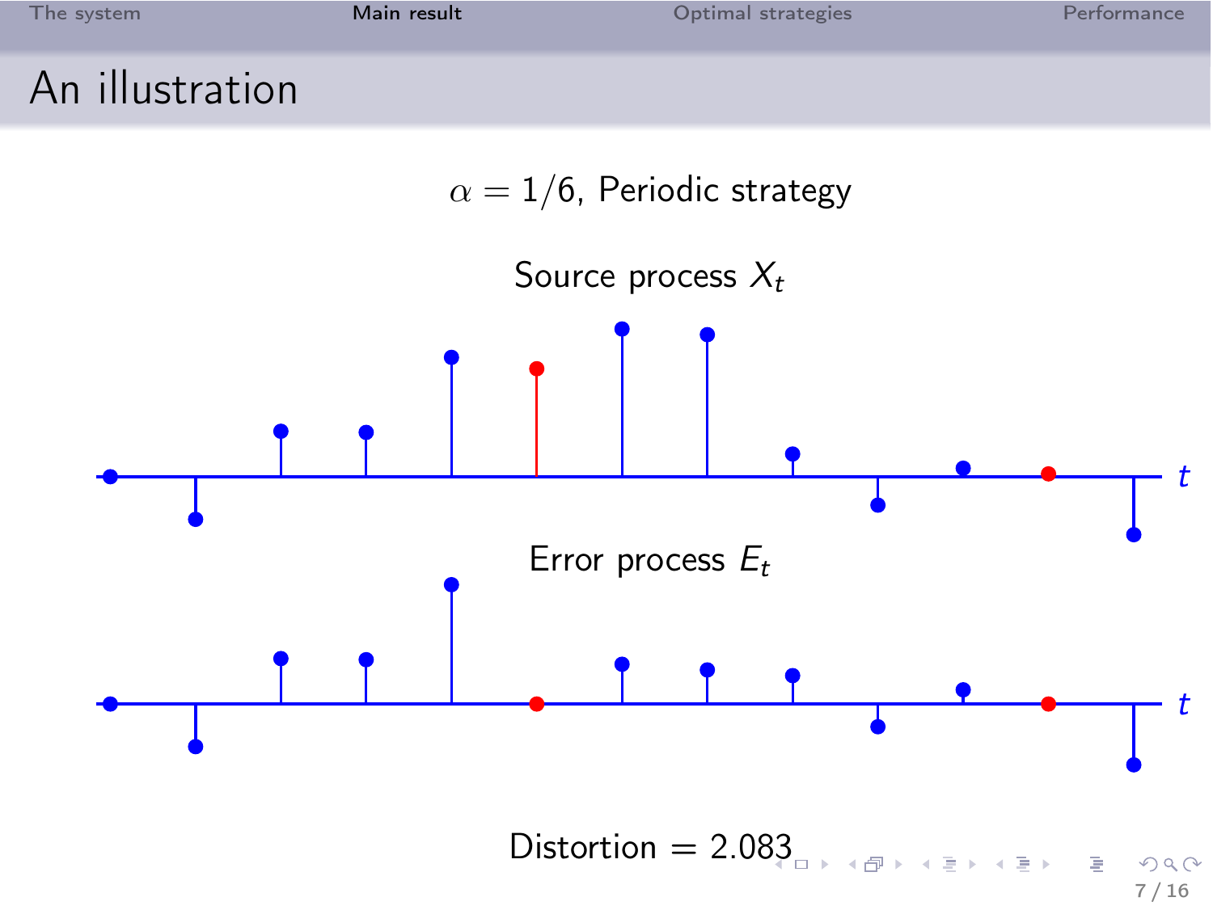# An illustration

$\alpha = 1/6$, Periodic strategy

Source process $X_t$

Error process $E_t$

Distortion = 2.083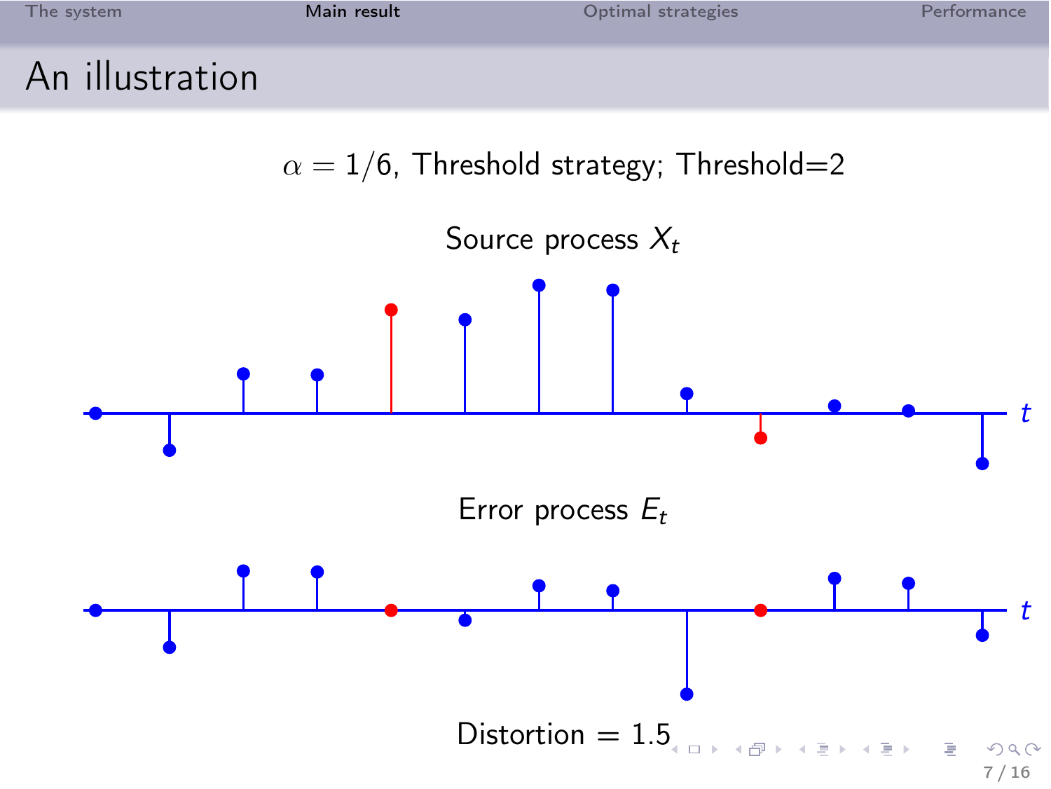# An illustration

$\alpha = 1/6$, Threshold strategy; Threshold=2

Source process $X_t$

Error process $E_t$

Distortion = 1.5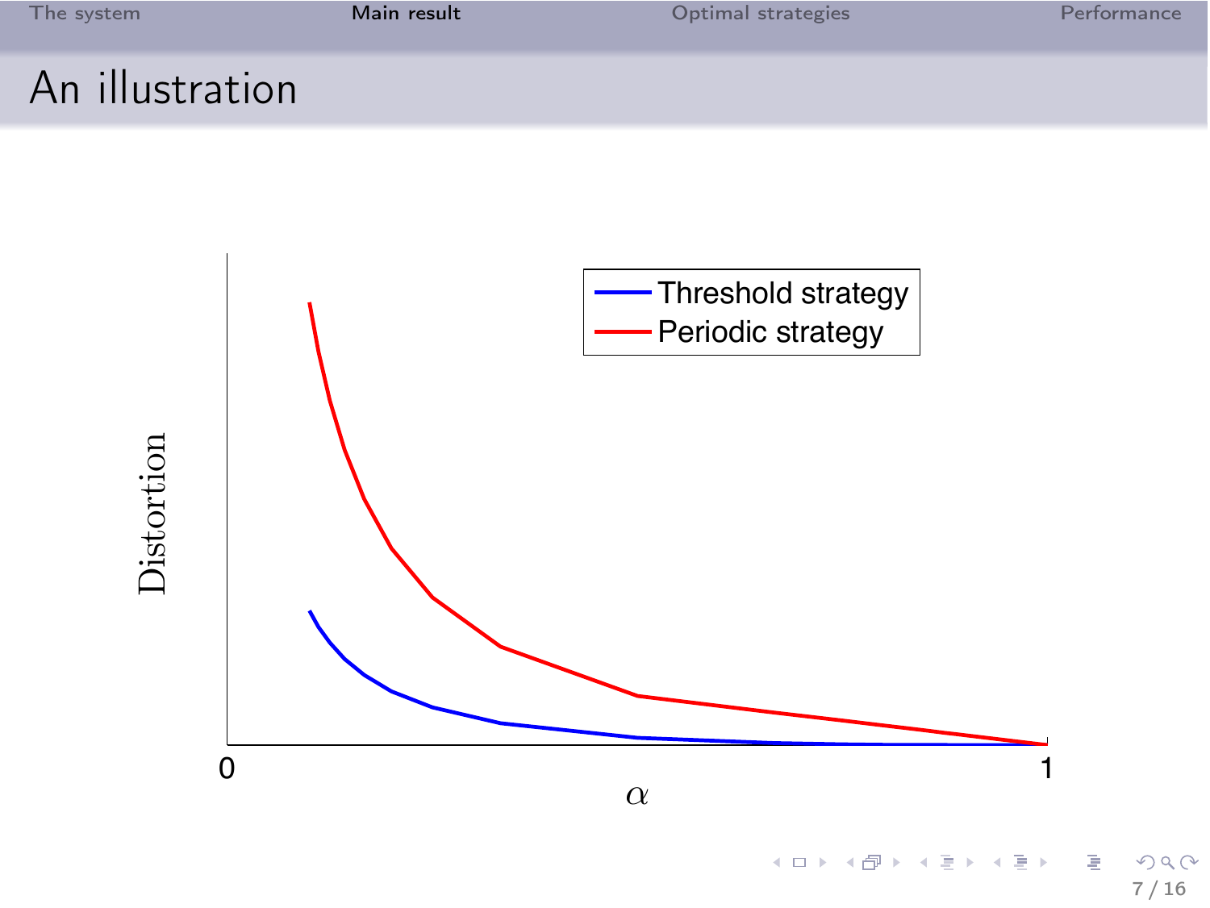# An illustration

Threshold strategy

Periodic strategy

Distortion

0

1

$\alpha$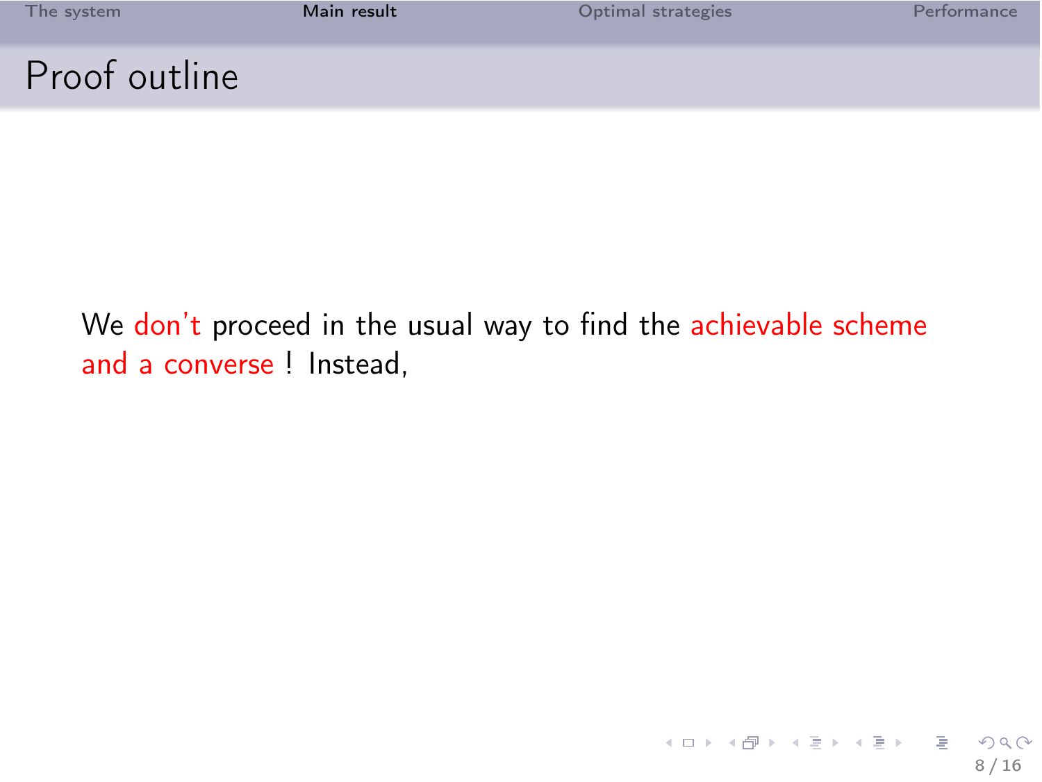# Proof outline

We don't proceed in the usual way to find the achievable scheme and a converse ! Instead,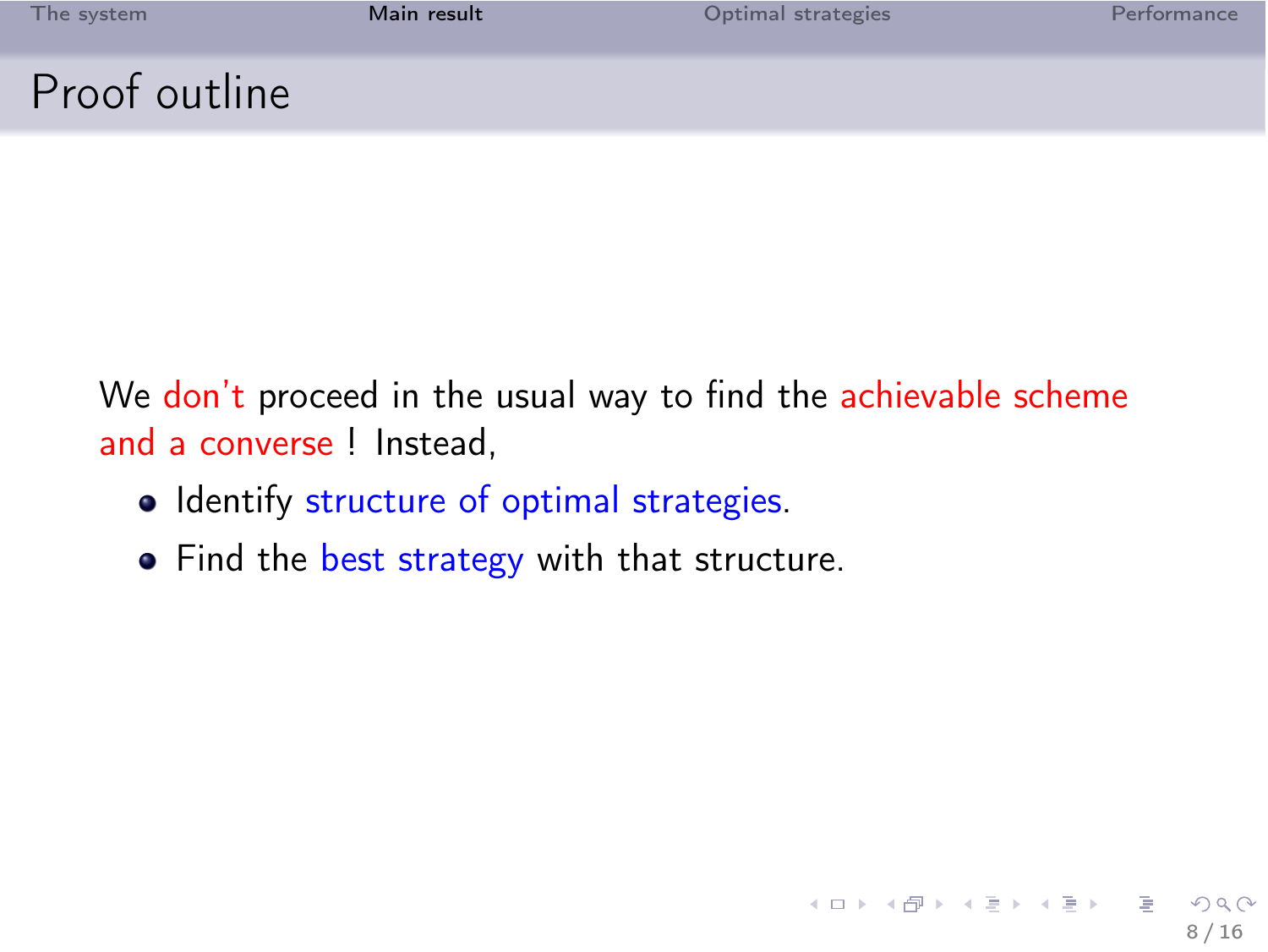## Proof outline

We don't proceed in the usual way to find the achievable scheme and a converse ! Instead,

- Identify structure of optimal strategies.
- Find the best strategy with that structure.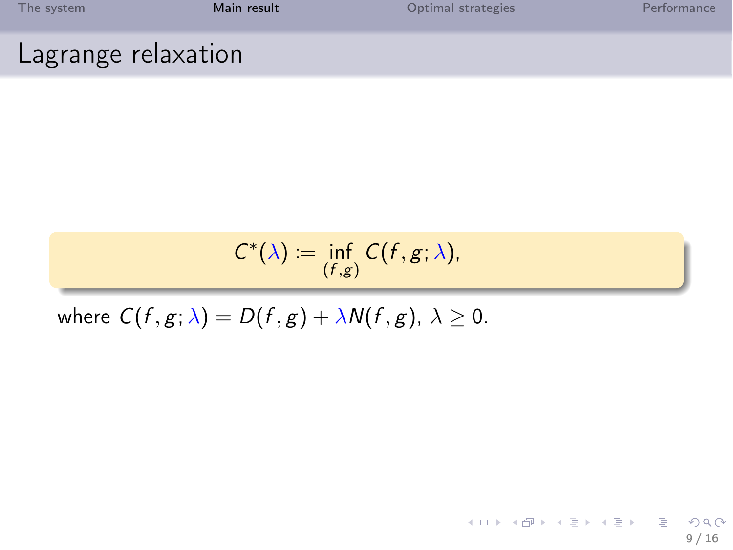# Lagrange relaxation

$$C^*(\lambda) := \inf_{(f,g)} C(f,g;\lambda),$$

where $C(f,g;\lambda) = D(f,g) + \lambda N(f,g)$, $\lambda \geq 0$.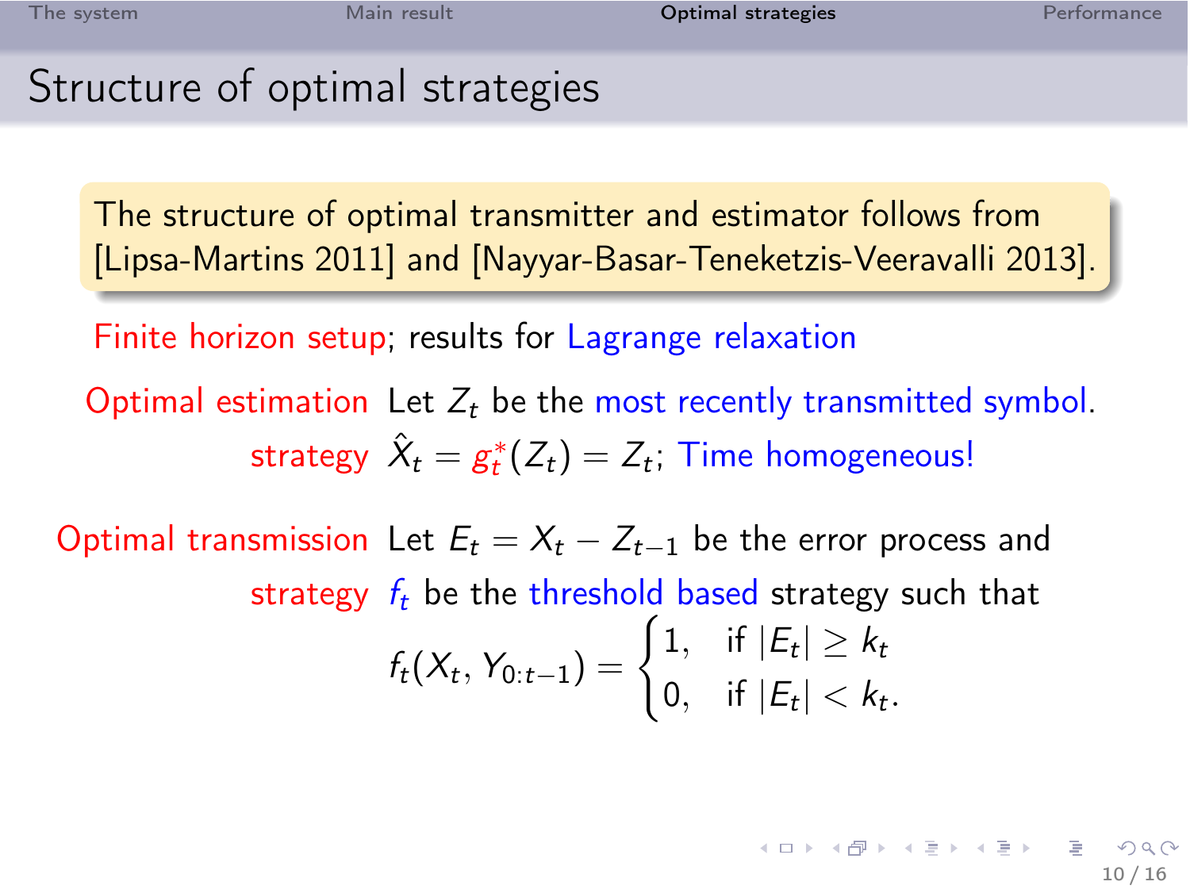## Structure of optimal strategies

The structure of optimal transmitter and estimator follows from [Lipsa-Martins 2011] and [Nayyar-Basar-Teneketzis-Veeravalli 2013].

Finite horizon setup; results for Lagrange relaxation

**Optimal estimation strategy**: Let $Z_t$ be the most recently transmitted symbol. $\hat{X}_t = g_t^*(Z_t) = Z_t$; Time homogeneous!

**Optimal transmission strategy**: Let $E_t = X_t - Z_{t-1}$ be the error process and $f_t$ be the threshold based strategy such that

$$f_t(X_t, Y_{0:t-1}) = \begin{cases} 1, & \text{if } |E_t| \geq k_t \\ 0, & \text{if } |E_t| < k_t. \end{cases}$$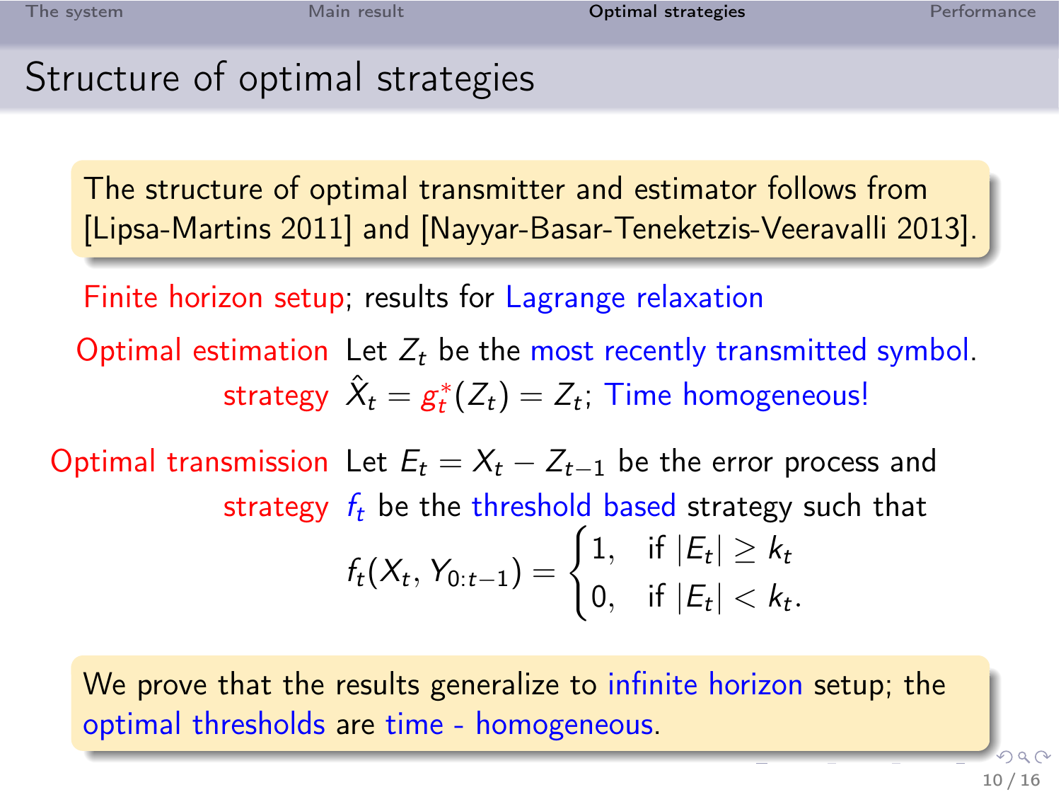# Structure of optimal strategies

The structure of optimal transmitter and estimator follows from [Lipsa-Martins 2011] and [Nayyar-Basar-Teneketzis-Veeravalli 2013].

Finite horizon setup; results for Lagrange relaxation

**Optimal estimation strategy**: Let $Z_t$ be the most recently transmitted symbol. $\hat{X}_t = g_t^*(Z_t) = Z_t$; Time homogeneous!

**Optimal transmission strategy**: Let $E_t = X_t - Z_{t-1}$ be the error process and $f_t$ be the threshold based strategy such that

$$f_t(X_t, Y_{0:t-1}) = \begin{cases} 1, & \text{if } |E_t| \geq k_t \\ 0, & \text{if } |E_t| < k_t. \end{cases}$$

We prove that the results generalize to infinite horizon setup; the optimal thresholds are time - homogeneous.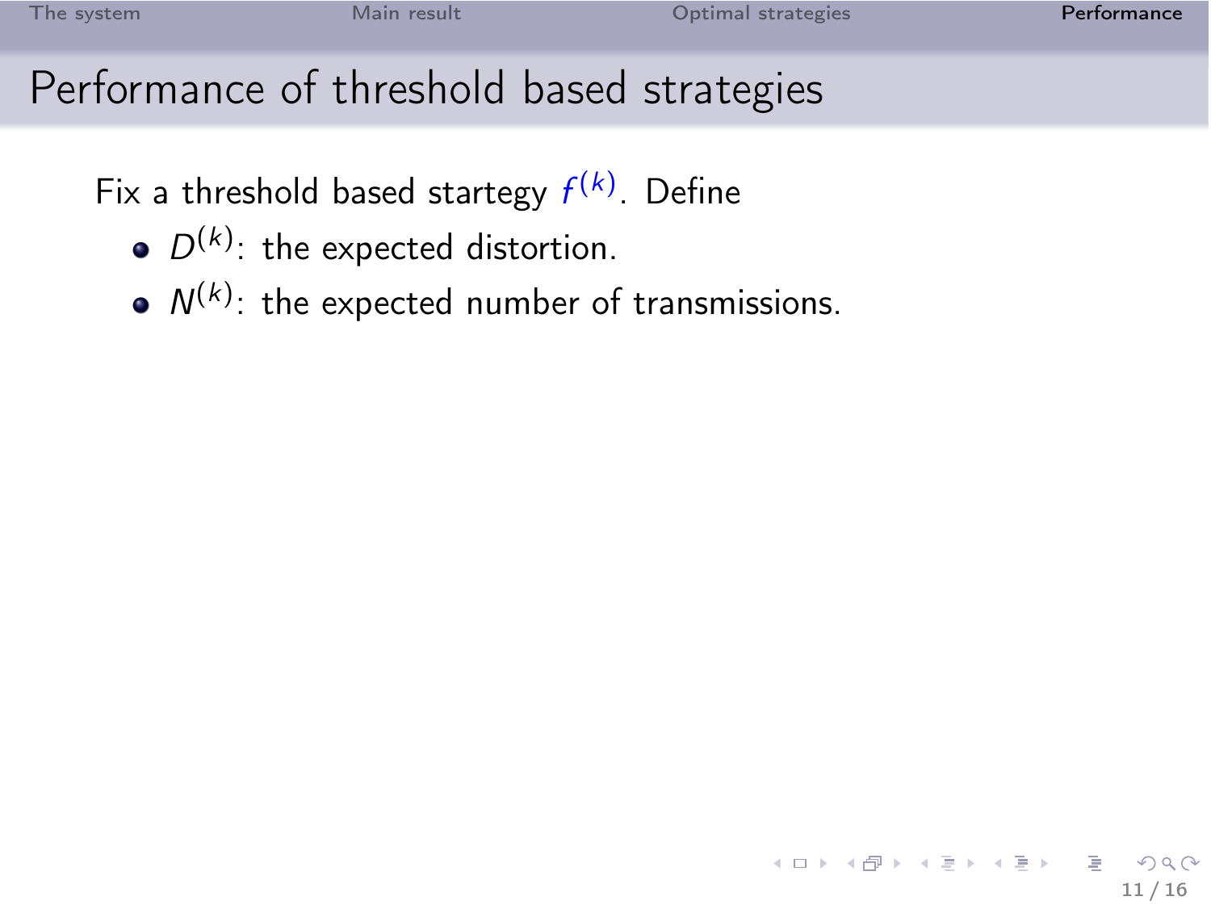# Performance of threshold based strategies

Fix a threshold based startegy $f^{(k)}$. Define

- $D^{(k)}$: the expected distortion.
- $N^{(k)}$: the expected number of transmissions.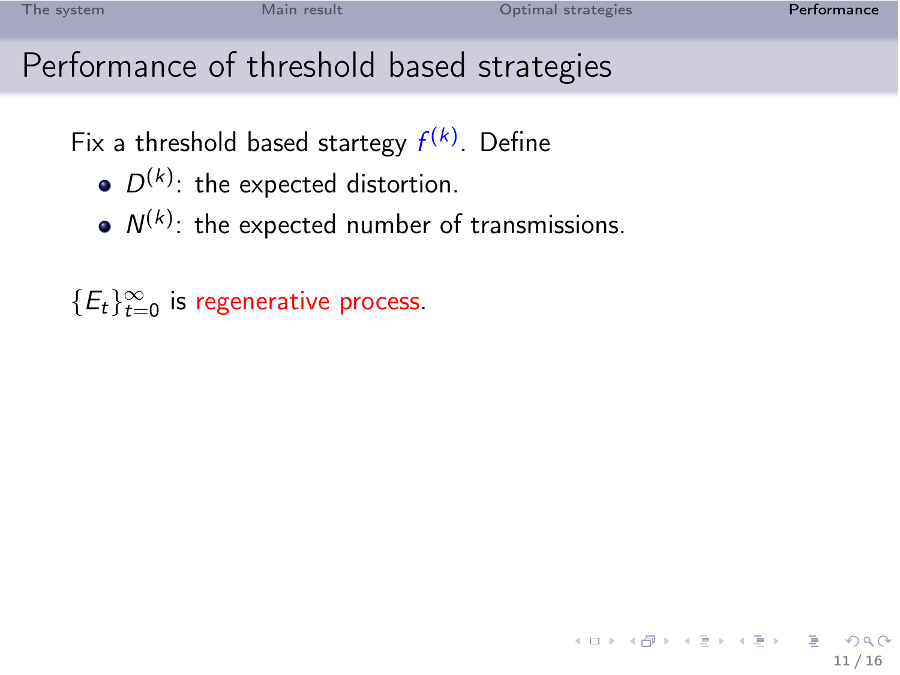# Performance of threshold based strategies

Fix a threshold based startegy $f^{(k)}$. Define

- $D^{(k)}$: the expected distortion.
- $N^{(k)}$: the expected number of transmissions.

$\{E_t\}_{t=0}^{\infty}$ is regenerative process.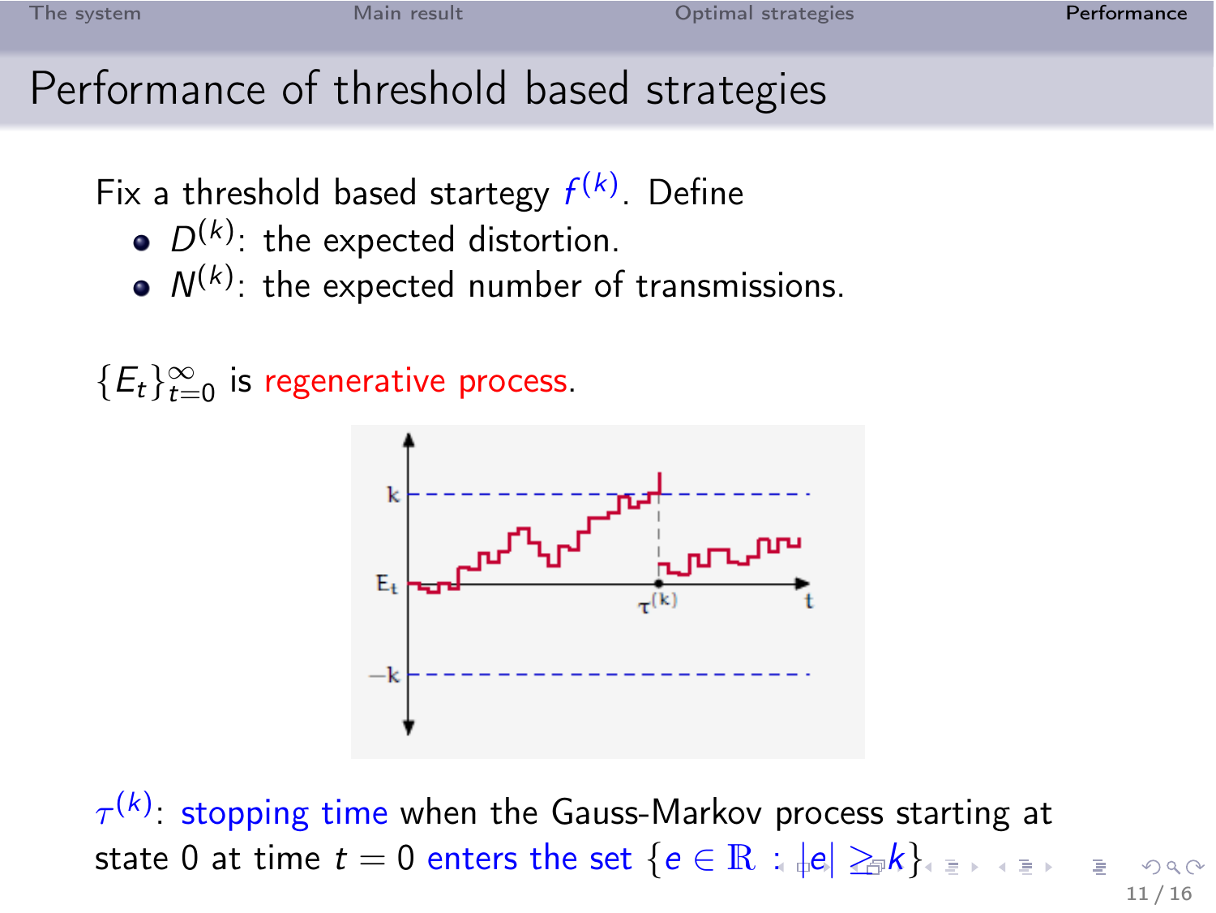# Performance of threshold based strategies

Fix a threshold based startegy $f^{(k)}$. Define

- $D^{(k)}$: the expected distortion.
- $N^{(k)}$: the expected number of transmissions.

$\{E_t\}_{t=0}^{\infty}$ is regenerative process.

$\tau^{(k)}$: stopping time when the Gauss-Markov process starting at state 0 at time $t = 0$ enters the set $\{e \in \mathbb{R} : |e| \geq k\}$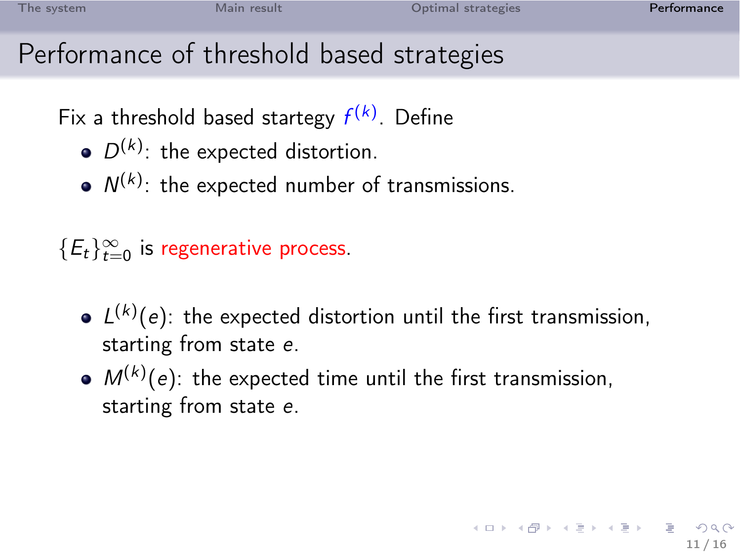# Performance of threshold based strategies

Fix a threshold based startegy $f^{(k)}$. Define

- $D^{(k)}$: the expected distortion.
- $N^{(k)}$: the expected number of transmissions.

$\{E_t\}_{t=0}^{\infty}$ is regenerative process.

- $L^{(k)}(e)$: the expected distortion until the first transmission, starting from state $e$.
- $M^{(k)}(e)$: the expected time until the first transmission, starting from state $e$.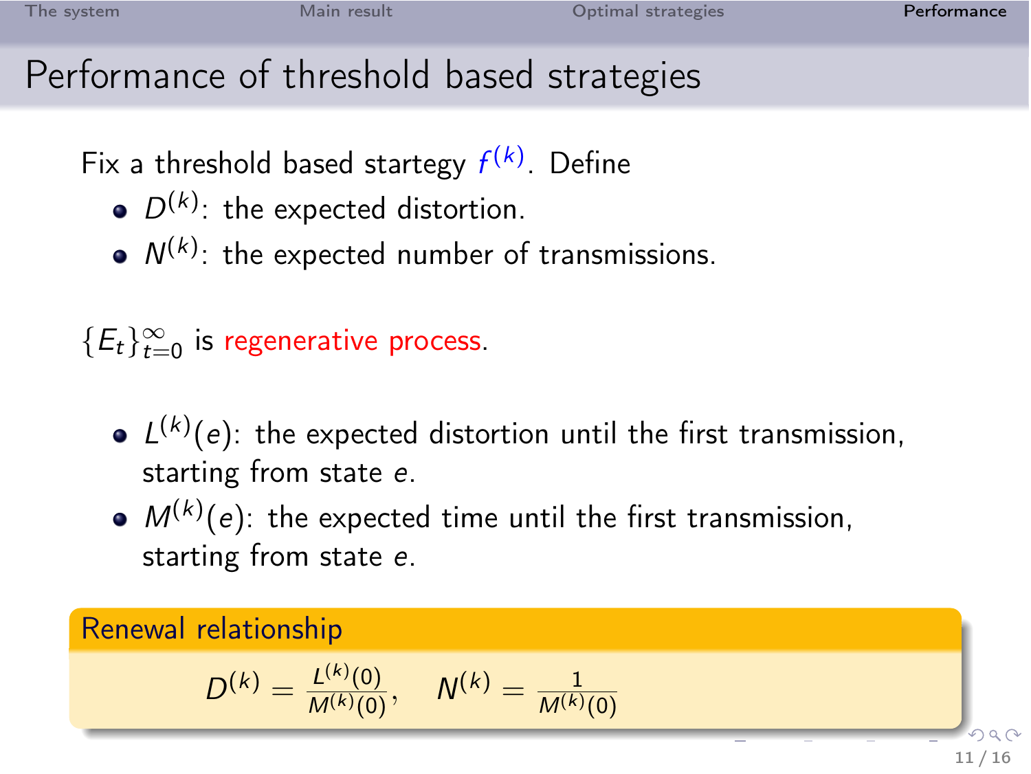# Performance of threshold based strategies

Fix a threshold based startegy $f^{(k)}$. Define

- $D^{(k)}$: the expected distortion.
- $N^{(k)}$: the expected number of transmissions.

$\{E_t\}_{t=0}^{\infty}$ is regenerative process.

- $L^{(k)}(e)$: the expected distortion until the first transmission, starting from state $e$.
- $M^{(k)}(e)$: the expected time until the first transmission, starting from state $e$.

**Renewal relationship**

$$D^{(k)} = \frac{L^{(k)}(0)}{M^{(k)}(0)}, \quad N^{(k)} = \frac{1}{M^{(k)}(0)}$$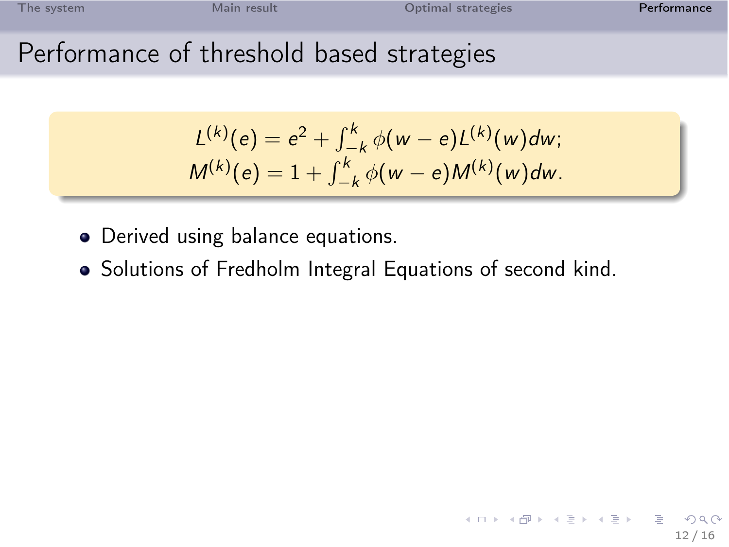# Performance of threshold based strategies

$$L^{(k)}(e) = e^2 + \int_{-k}^{k} \phi(w-e) L^{(k)}(w) dw;$$
$$M^{(k)}(e) = 1 + \int_{-k}^{k} \phi(w-e) M^{(k)}(w) dw.$$

- Derived using balance equations.
- Solutions of Fredholm Integral Equations of second kind.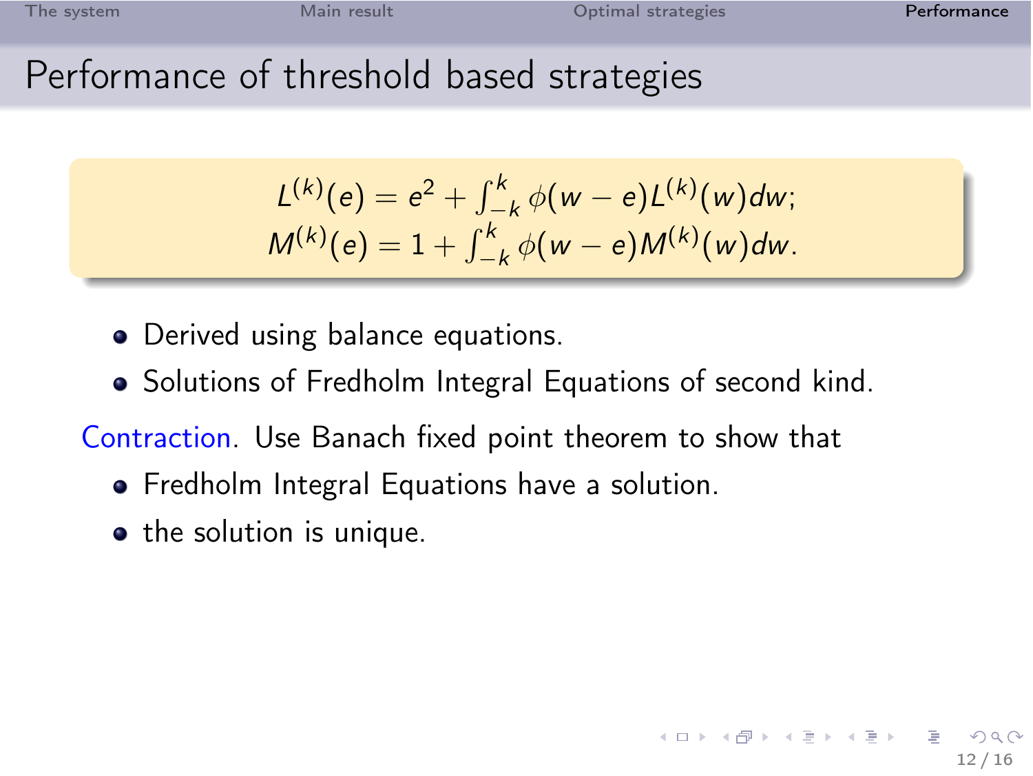# Performance of threshold based strategies

$$L^{(k)}(e) = e^2 + \int_{-k}^{k} \phi(w-e) L^{(k)}(w) dw;$$
$$M^{(k)}(e) = 1 + \int_{-k}^{k} \phi(w-e) M^{(k)}(w) dw.$$

- Derived using balance equations.
- Solutions of Fredholm Integral Equations of second kind.

Contraction. Use Banach fixed point theorem to show that

- Fredholm Integral Equations have a solution.
- the solution is unique.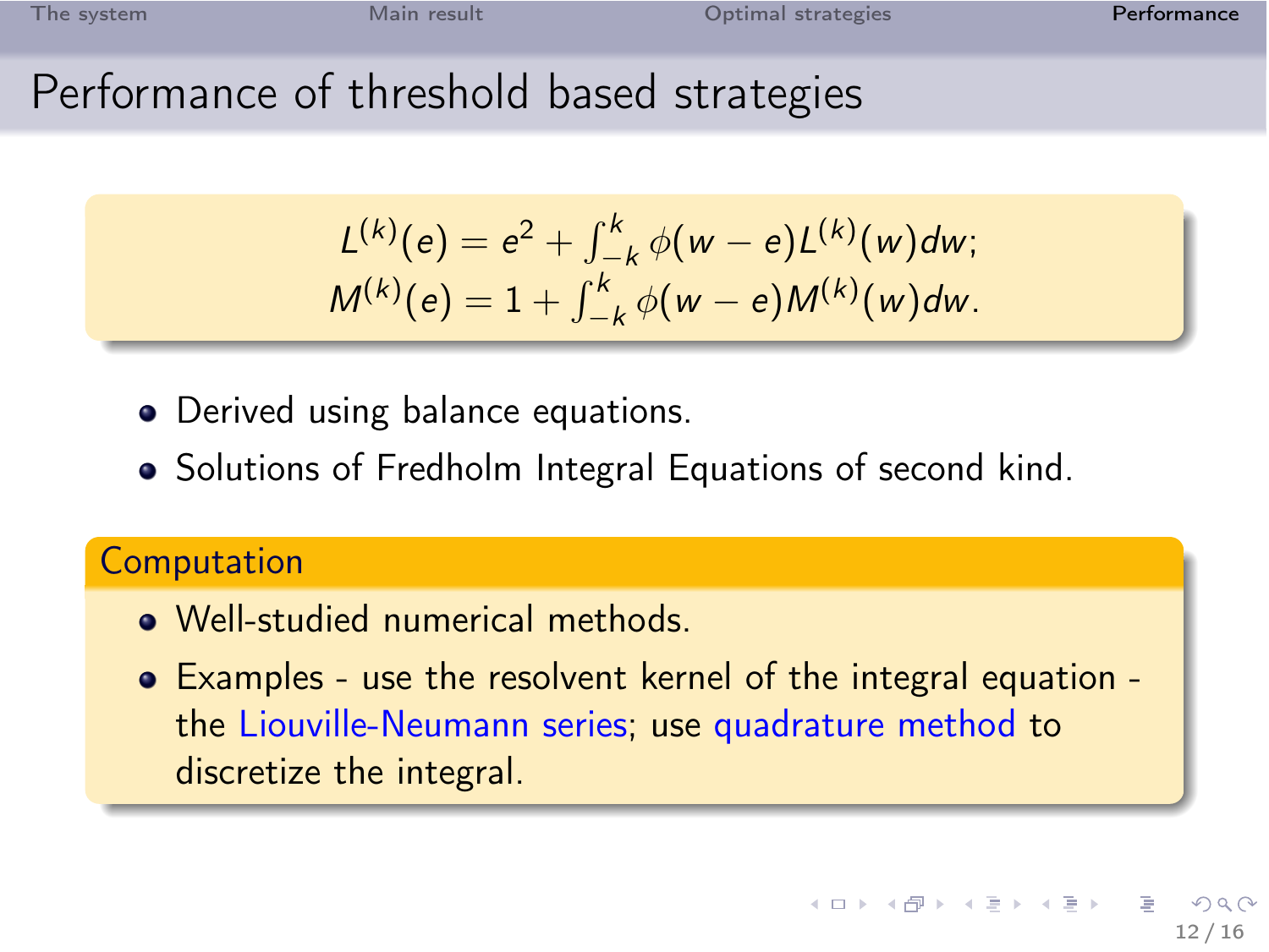## Performance of threshold based strategies

$$
L^{(k)}(e) = e^2 + \int_{-k}^{k} \phi(w-e) L^{(k)}(w) dw;
$$
$$
M^{(k)}(e) = 1 + \int_{-k}^{k} \phi(w-e) M^{(k)}(w) dw.
$$

- Derived using balance equations.
- Solutions of Fredholm Integral Equations of second kind.

### Computation

- Well-studied numerical methods.
- Examples - use the resolvent kernel of the integral equation - the Liouville-Neumann series; use quadrature method to discretize the integral.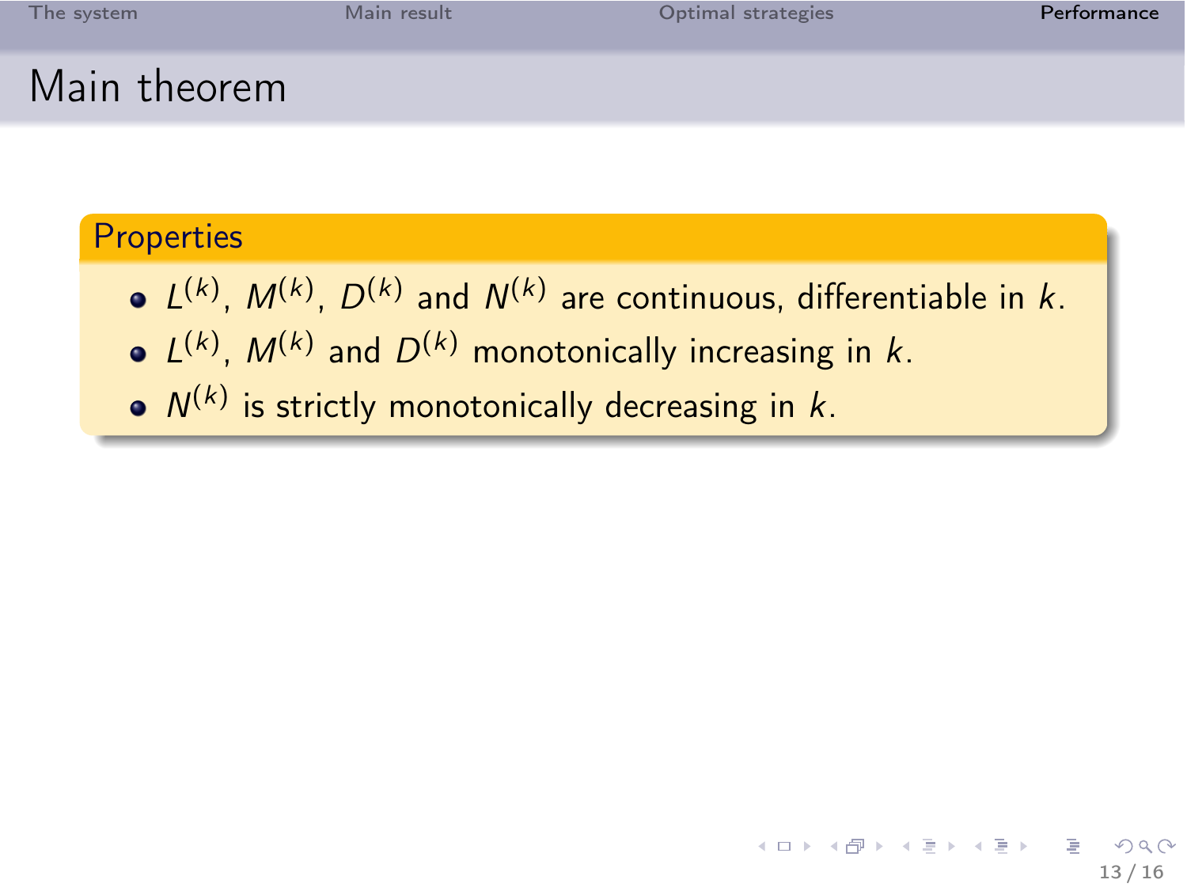# Main theorem

**Properties**

- $L^{(k)}$, $M^{(k)}$, $D^{(k)}$ and $N^{(k)}$ are continuous, differentiable in $k$.
- $L^{(k)}$, $M^{(k)}$ and $D^{(k)}$ monotonically increasing in $k$.
- $N^{(k)}$ is strictly monotonically decreasing in $k$.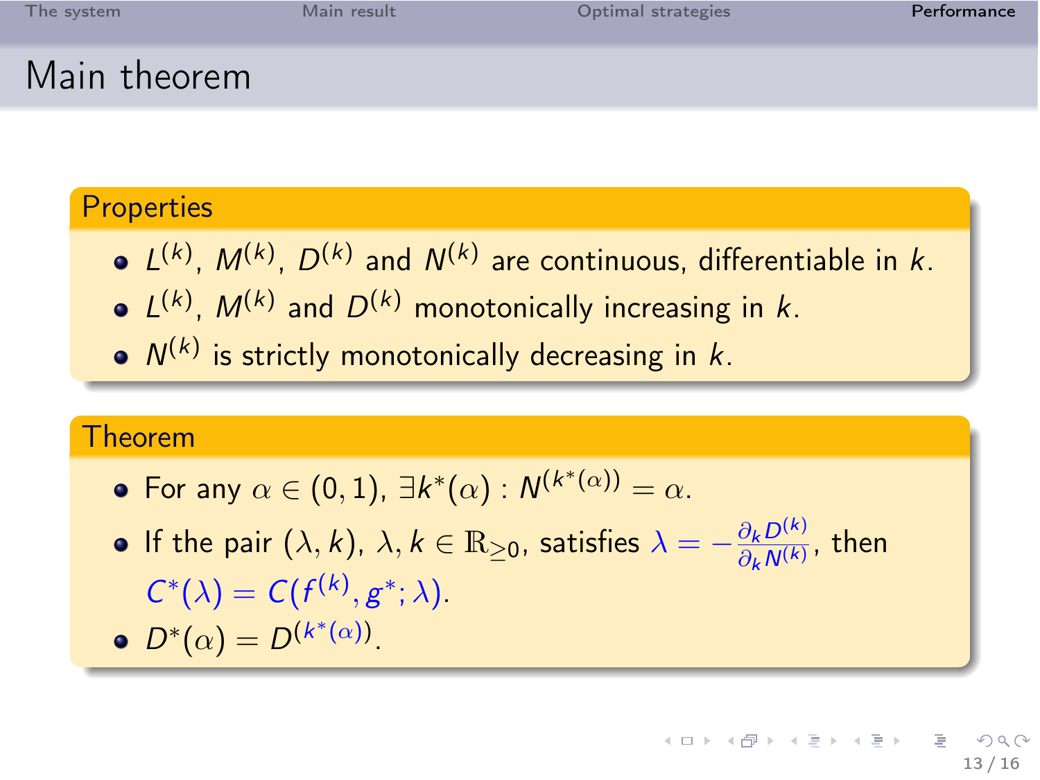# Main theorem

### Properties

- $L^{(k)}$, $M^{(k)}$, $D^{(k)}$ and $N^{(k)}$ are continuous, differentiable in $k$.
- $L^{(k)}$, $M^{(k)}$ and $D^{(k)}$ monotonically increasing in $k$.
- $N^{(k)}$ is strictly monotonically decreasing in $k$.

### Theorem

- For any $\alpha \in (0,1)$, $\exists k^*(\alpha) : N^{(k^*(\alpha))} = \alpha$.
- If the pair $(\lambda, k)$, $\lambda, k \in \mathbb{R}_{\geq 0}$, satisfies $\lambda = -\frac{\partial_k D^{(k)}}{\partial_k N^{(k)}}$, then $C^*(\lambda) = C(f^{(k)}, g^*; \lambda)$.
- $D^*(\alpha) = D^{(k^*(\alpha))}$.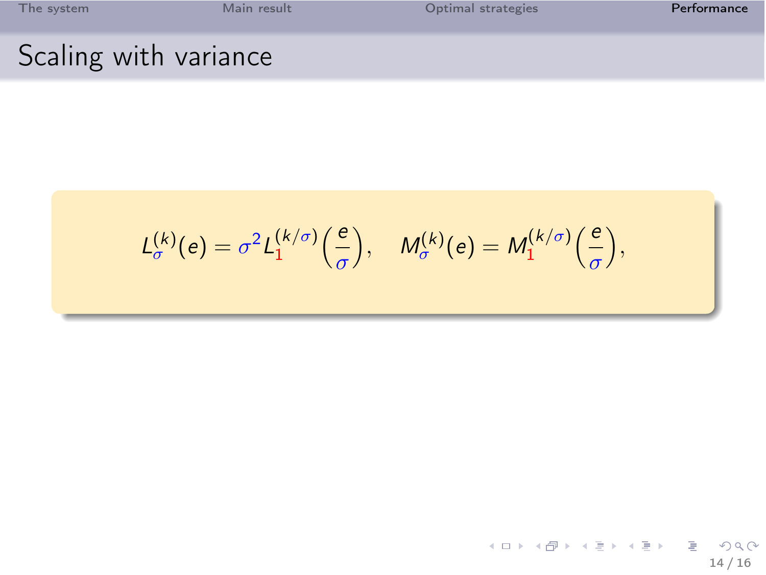# Scaling with variance

$$L_{\sigma}^{(k)}(e) = \sigma^2 L_1^{(k/\sigma)}\left(\frac{e}{\sigma}\right), \quad M_{\sigma}^{(k)}(e) = M_1^{(k/\sigma)}\left(\frac{e}{\sigma}\right),$$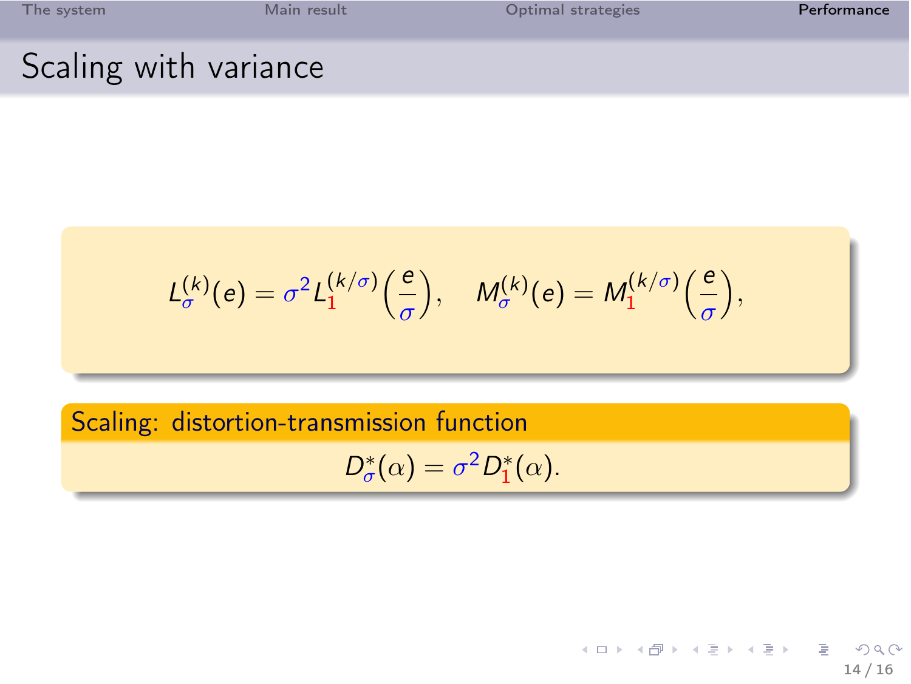## Scaling with variance

$$L_{\sigma}^{(k)}(e) = \sigma^2 L_{1}^{(k/\sigma)}\left(\frac{e}{\sigma}\right), \quad M_{\sigma}^{(k)}(e) = M_{1}^{(k/\sigma)}\left(\frac{e}{\sigma}\right),$$

**Scaling: distortion-transmission function**

$$D_{\sigma}^{*}(\alpha) = \sigma^2 D_{1}^{*}(\alpha).$$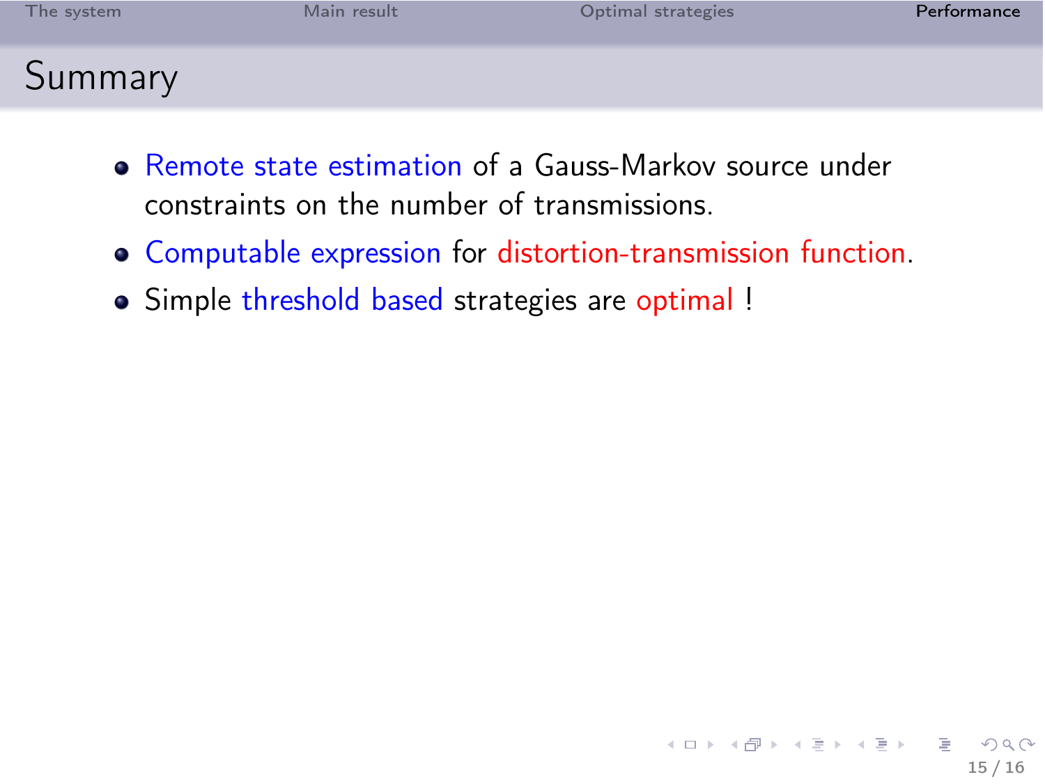# Summary

- Remote state estimation of a Gauss-Markov source under constraints on the number of transmissions.
- Computable expression for distortion-transmission function.
- Simple threshold based strategies are optimal !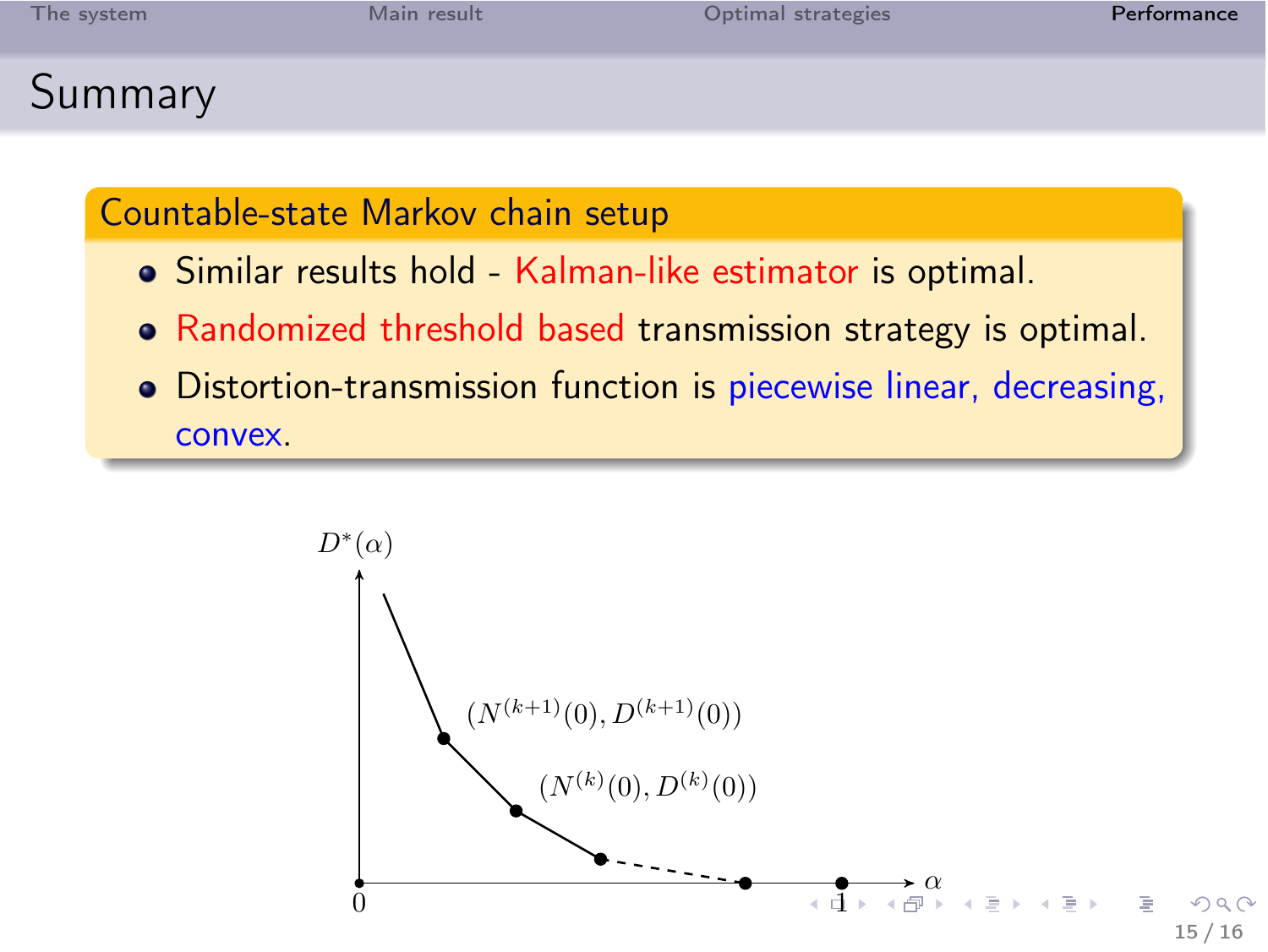# Summary

## Countable-state Markov chain setup

- Similar results hold - Kalman-like estimator is optimal.
- Randomized threshold based transmission strategy is optimal.
- Distortion-transmission function is piecewise linear, decreasing, convex.

$D^*(\alpha)$

$(N^{(k+1)}(0), D^{(k+1)}(0))$

$(N^{(k)}(0), D^{(k)}(0))$

$0$ $\quad 1 \quad \alpha$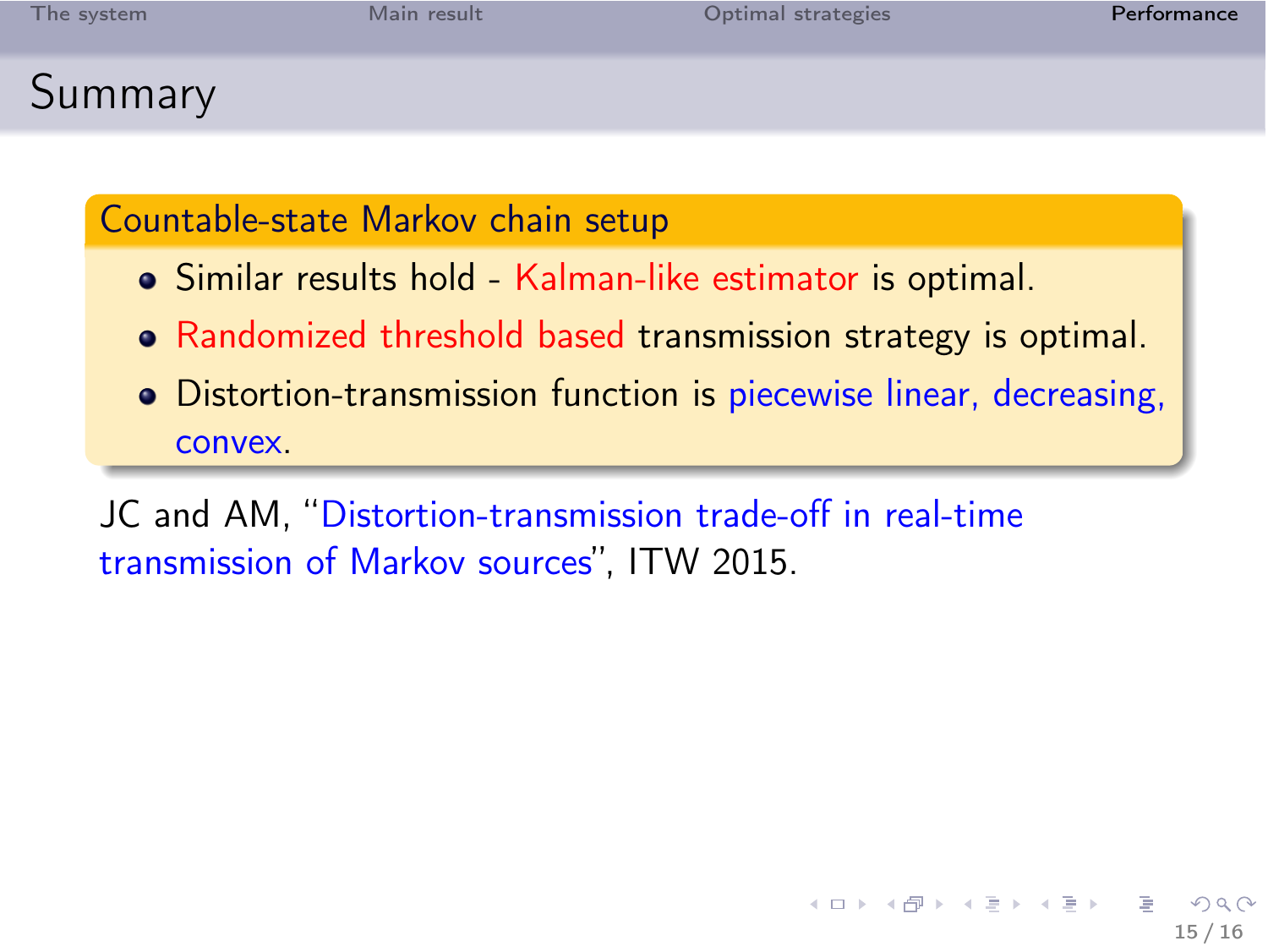## Summary

### Countable-state Markov chain setup

- Similar results hold - Kalman-like estimator is optimal.
- Randomized threshold based transmission strategy is optimal.
- Distortion-transmission function is piecewise linear, decreasing, convex.

JC and AM, "Distortion-transmission trade-off in real-time transmission of Markov sources", ITW 2015.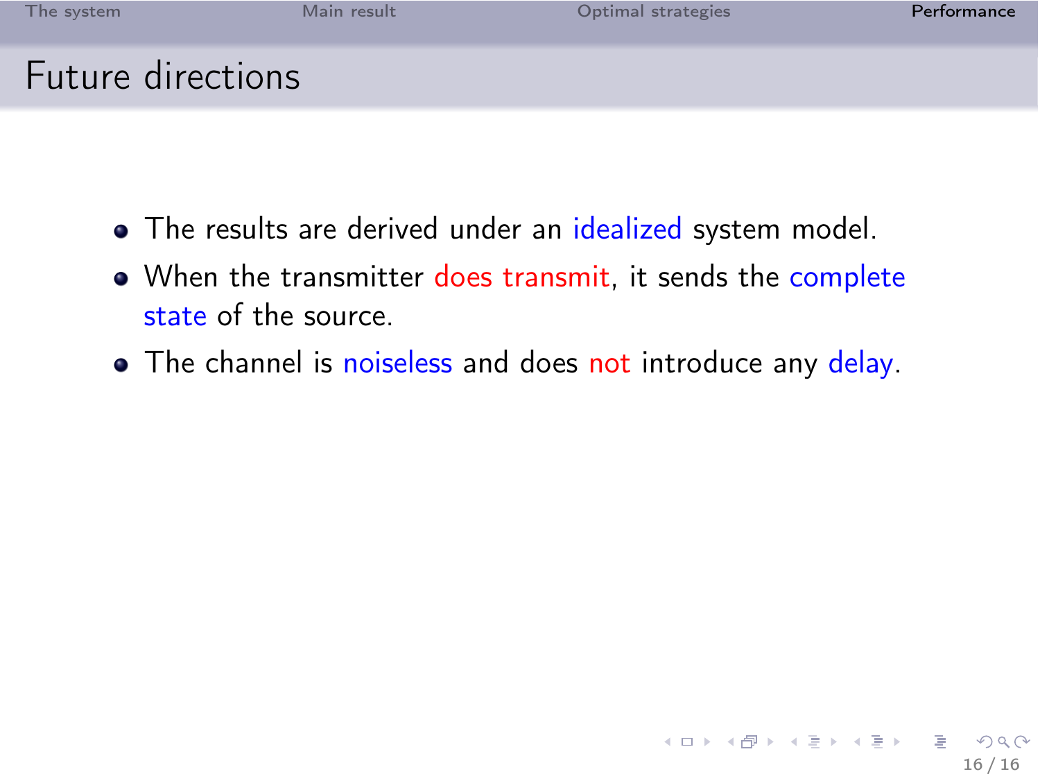# Future directions

- The results are derived under an idealized system model.
- When the transmitter does transmit, it sends the complete state of the source.
- The channel is noiseless and does not introduce any delay.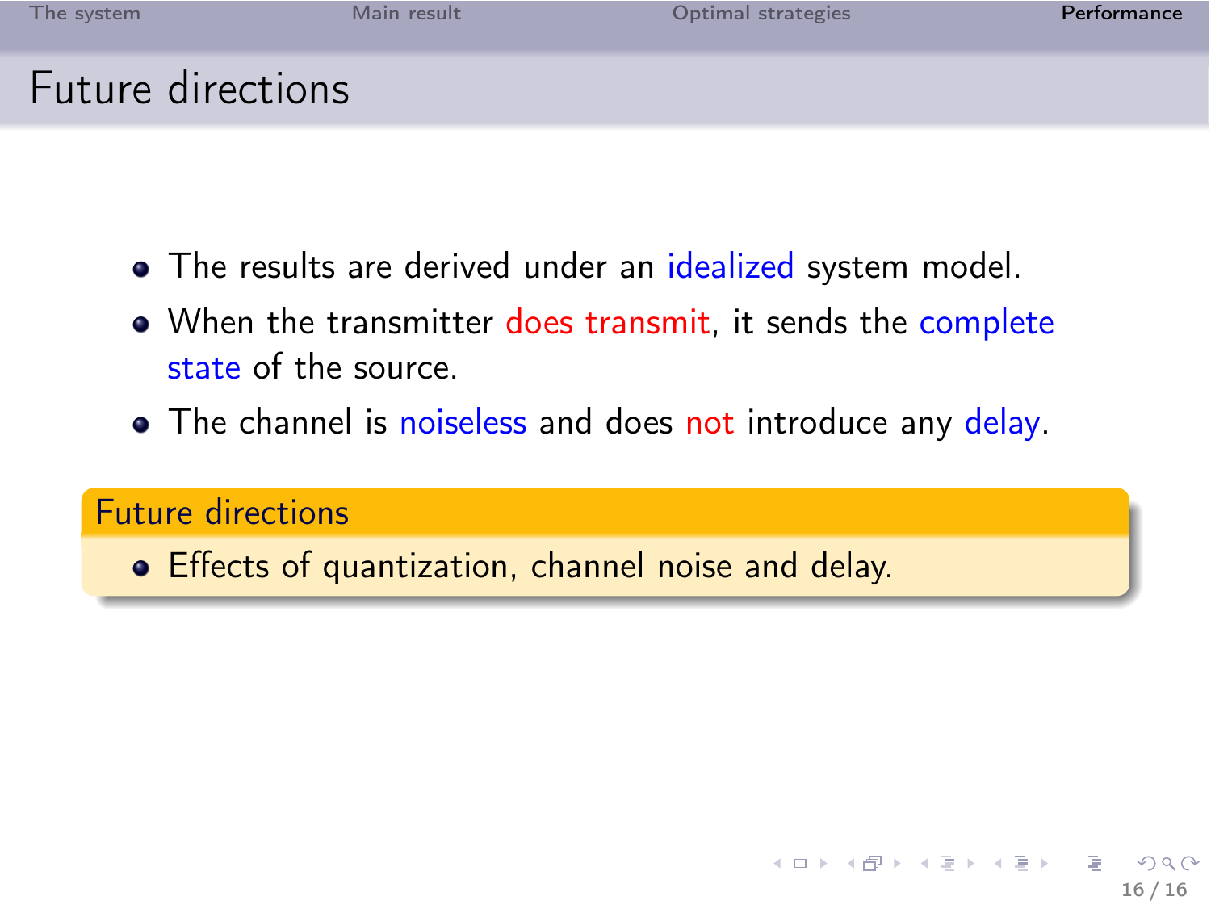# Future directions

- The results are derived under an idealized system model.
- When the transmitter does transmit, it sends the complete state of the source.
- The channel is noiseless and does not introduce any delay.

## Future directions

- Effects of quantization, channel noise and delay.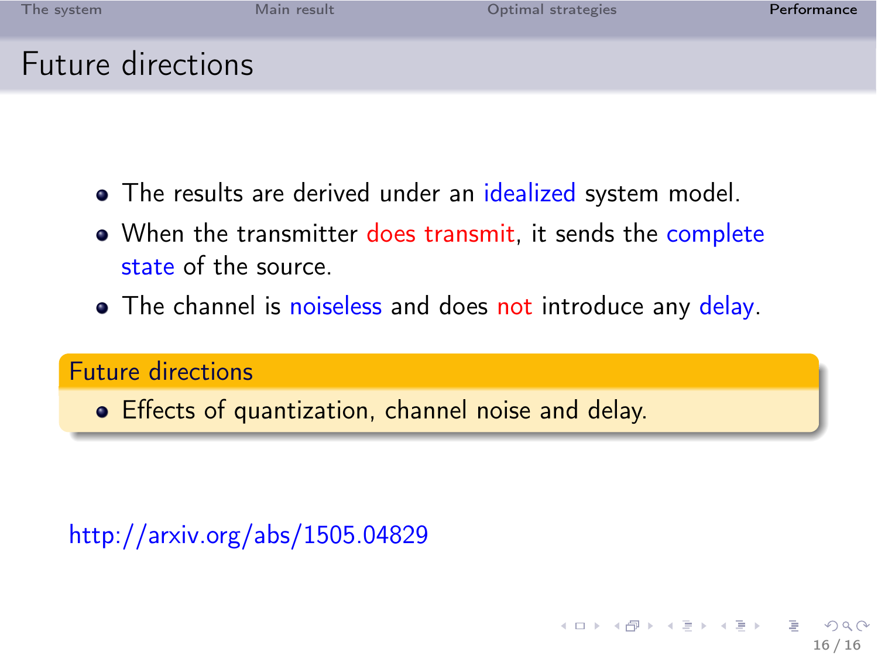# Future directions

- The results are derived under an idealized system model.
- When the transmitter does transmit, it sends the complete state of the source.
- The channel is noiseless and does not introduce any delay.

## Future directions

- Effects of quantization, channel noise and delay.

http://arxiv.org/abs/1505.04829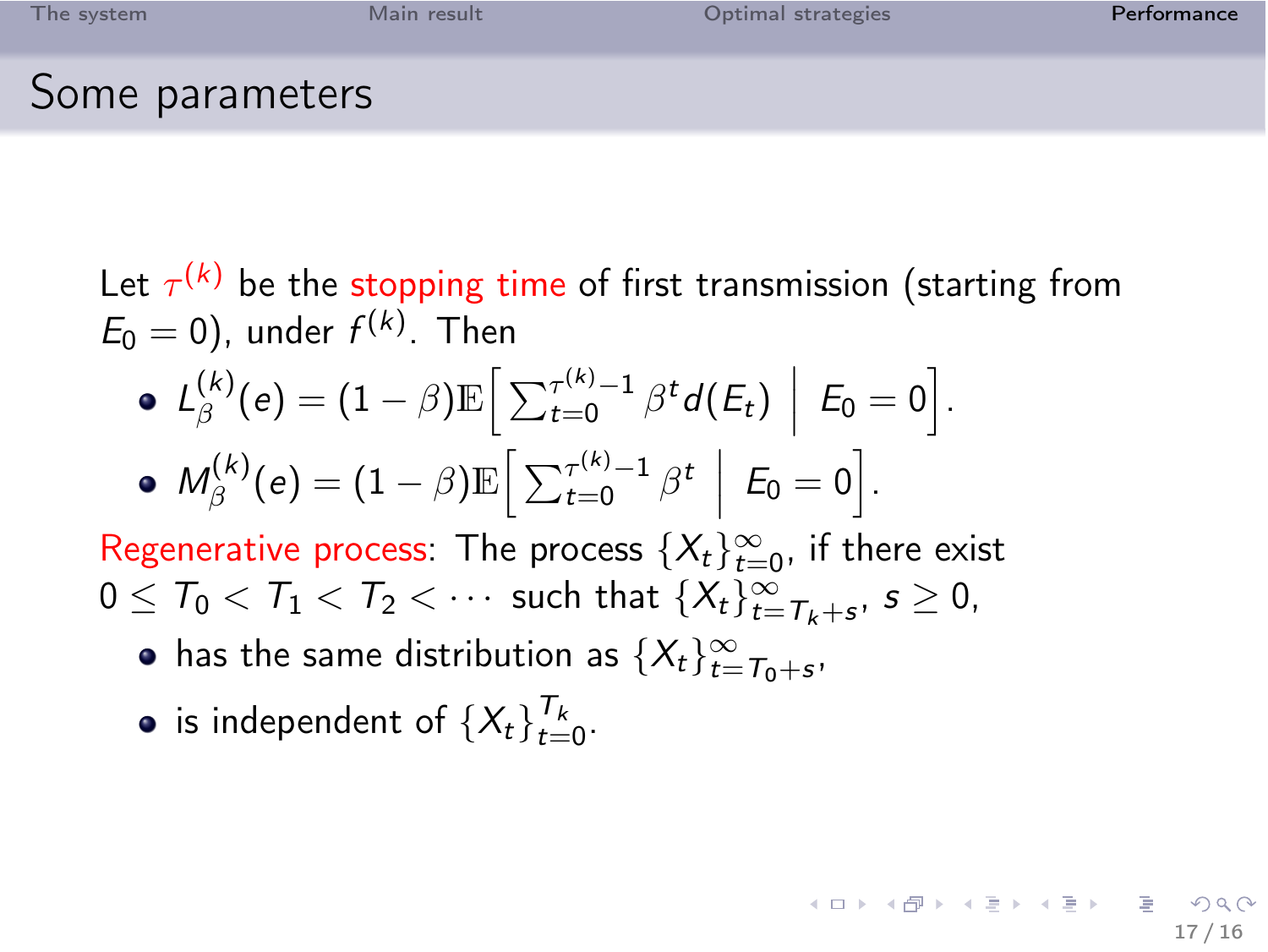## Some parameters

Let $\tau^{(k)}$ be the stopping time of first transmission (starting from $E_0 = 0$), under $f^{(k)}$. Then

- $L_\beta^{(k)}(e) = (1-\beta)\mathbb{E}\Big[\sum_{t=0}^{\tau^{(k)}-1} \beta^t d(E_t) \;\Big|\; E_0 = 0\Big]$.
- $M_\beta^{(k)}(e) = (1-\beta)\mathbb{E}\Big[\sum_{t=0}^{\tau^{(k)}-1} \beta^t \;\Big|\; E_0 = 0\Big]$.

Regenerative process: The process $\{X_t\}_{t=0}^{\infty}$, if there exist $0 \leq T_0 < T_1 < T_2 < \cdots$ such that $\{X_t\}_{t=T_k+s}^{\infty}$, $s \geq 0$,

- has the same distribution as $\{X_t\}_{t=T_0+s}^{\infty}$,
- is independent of $\{X_t\}_{t=0}^{T_k}$.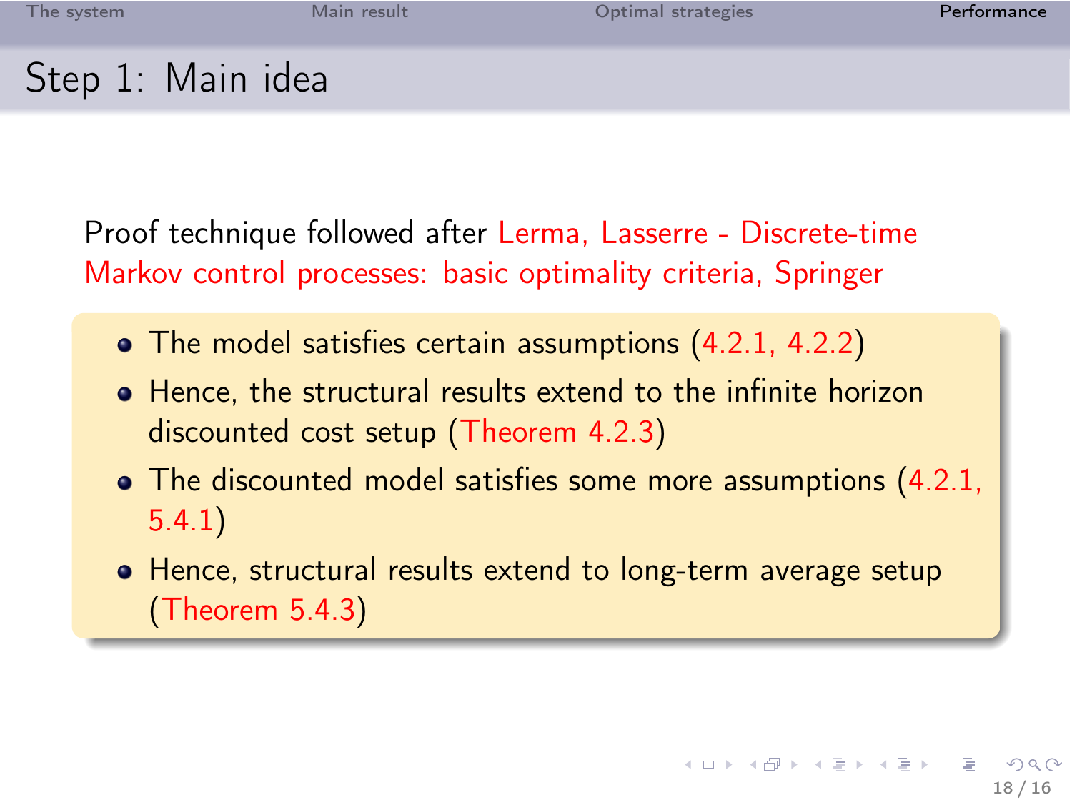## Step 1: Main idea

Proof technique followed after Lerma, Lasserre - Discrete-time Markov control processes: basic optimality criteria, Springer

- The model satisfies certain assumptions (4.2.1, 4.2.2)
- Hence, the structural results extend to the infinite horizon discounted cost setup (Theorem 4.2.3)
- The discounted model satisfies some more assumptions (4.2.1, 5.4.1)
- Hence, structural results extend to long-term average setup (Theorem 5.4.3)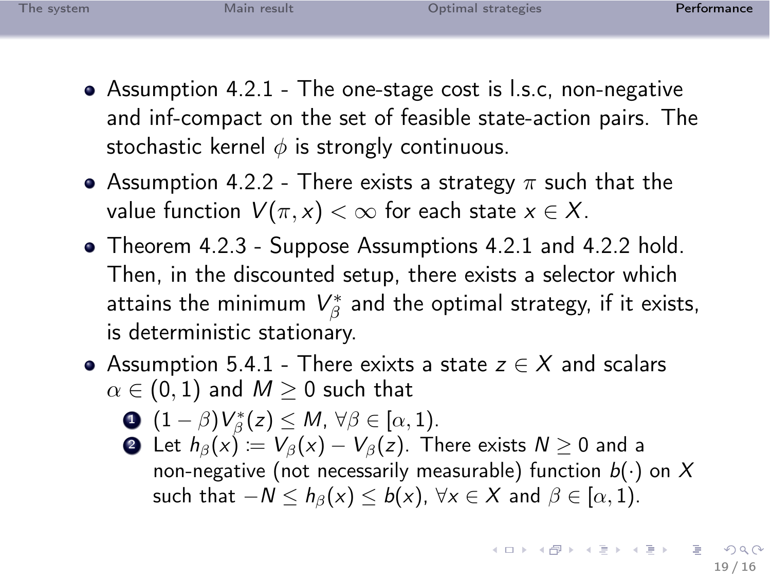- Assumption 4.2.1 - The one-stage cost is l.s.c, non-negative and inf-compact on the set of feasible state-action pairs. The stochastic kernel $\phi$ is strongly continuous.
- Assumption 4.2.2 - There exists a strategy $\pi$ such that the value function $V(\pi, x) < \infty$ for each state $x \in X$.
- Theorem 4.2.3 - Suppose Assumptions 4.2.1 and 4.2.2 hold. Then, in the discounted setup, there exists a selector which attains the minimum $V^*_\beta$ and the optimal strategy, if it exists, is deterministic stationary.
- Assumption 5.4.1 - There exixts a state $z \in X$ and scalars $\alpha \in (0,1)$ and $M \geq 0$ such that
  1. $(1-\beta)V^*_\beta(z) \leq M$, $\forall \beta \in [\alpha, 1)$.
  2. Let $h_\beta(x) := V_\beta(x) - V_\beta(z)$. There exists $N \geq 0$ and a non-negative (not necessarily measurable) function $b(\cdot)$ on $X$ such that $-N \leq h_\beta(x) \leq b(x)$, $\forall x \in X$ and $\beta \in [\alpha, 1)$.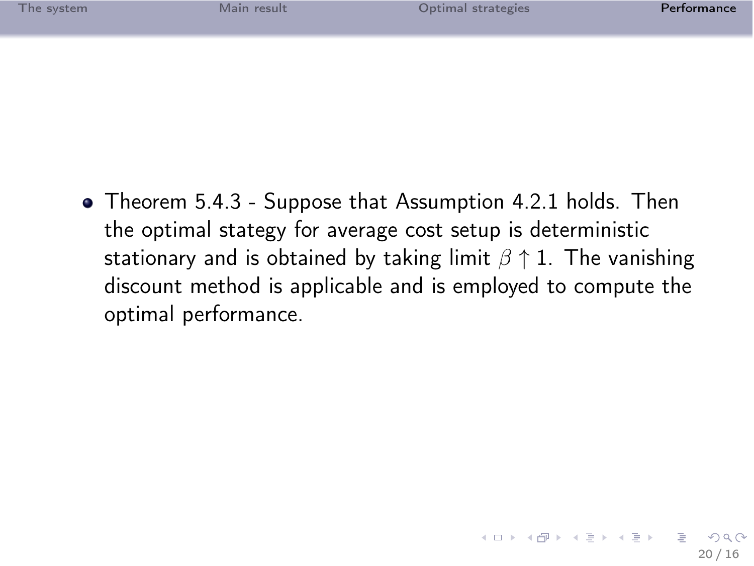- Theorem 5.4.3 - Suppose that Assumption 4.2.1 holds. Then the optimal stategy for average cost setup is deterministic stationary and is obtained by taking limit $\beta \uparrow 1$. The vanishing discount method is applicable and is employed to compute the optimal performance.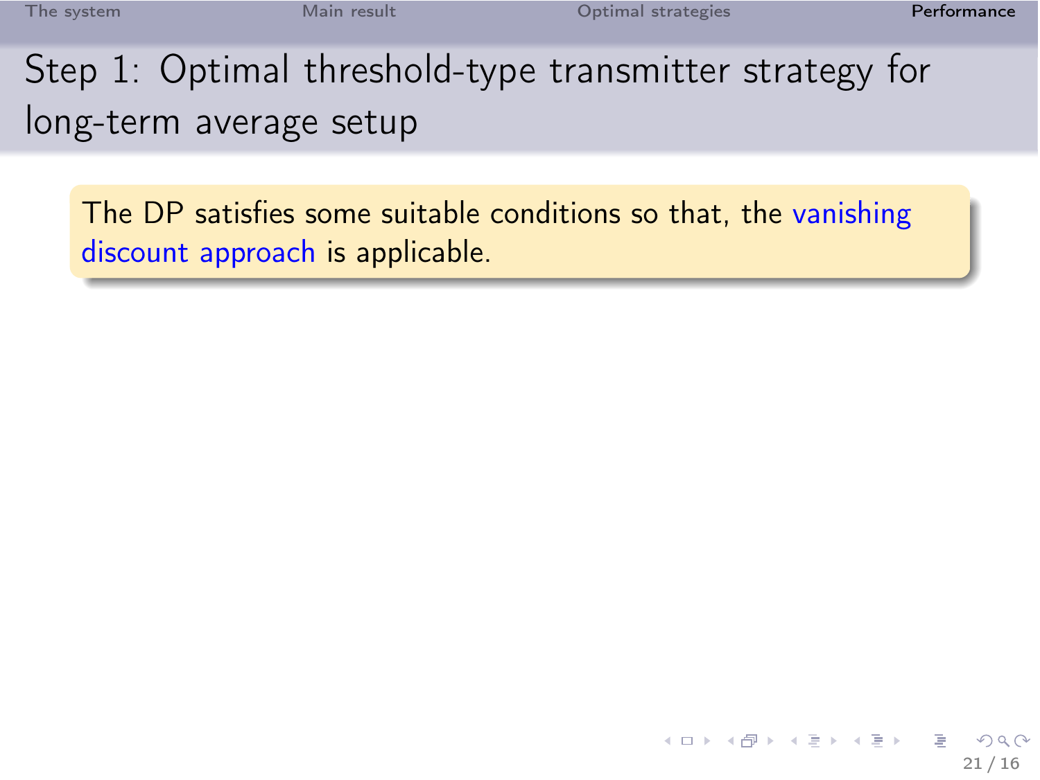# Step 1: Optimal threshold-type transmitter strategy for long-term average setup

The DP satisfies some suitable conditions so that, the vanishing discount approach is applicable.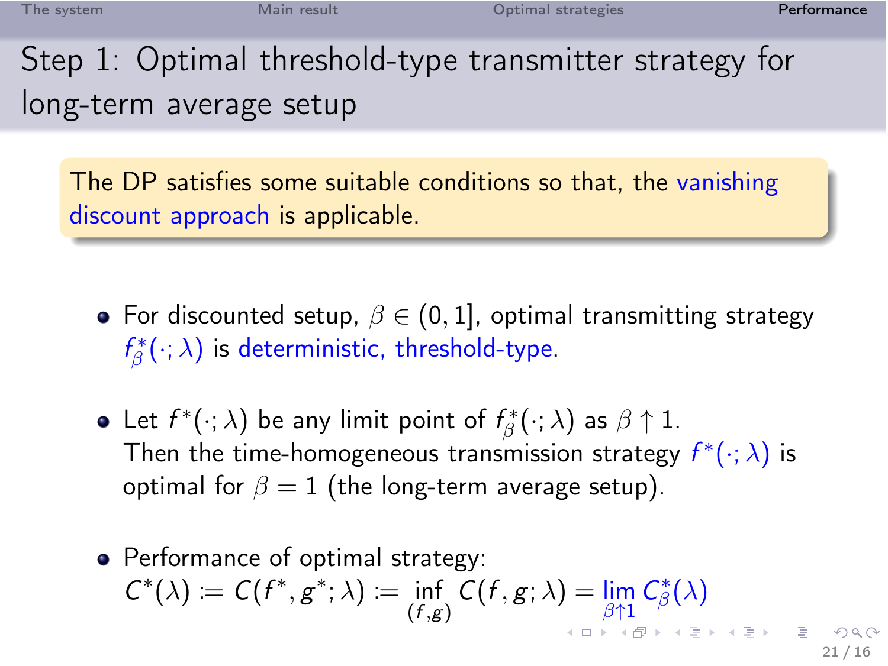# Step 1: Optimal threshold-type transmitter strategy for long-term average setup

The DP satisfies some suitable conditions so that, the vanishing discount approach is applicable.

- For discounted setup, $\beta \in (0, 1]$, optimal transmitting strategy $f^*_\beta(\cdot; \lambda)$ is deterministic, threshold-type.
- Let $f^*(\cdot; \lambda)$ be any limit point of $f^*_\beta(\cdot; \lambda)$ as $\beta \uparrow 1$. Then the time-homogeneous transmission strategy $f^*(\cdot; \lambda)$ is optimal for $\beta = 1$ (the long-term average setup).
- Performance of optimal strategy:
  $C^*(\lambda) := C(f^*, g^*; \lambda) := \inf_{(f,g)} C(f, g; \lambda) = \lim_{\beta \uparrow 1} C^*_\beta(\lambda)$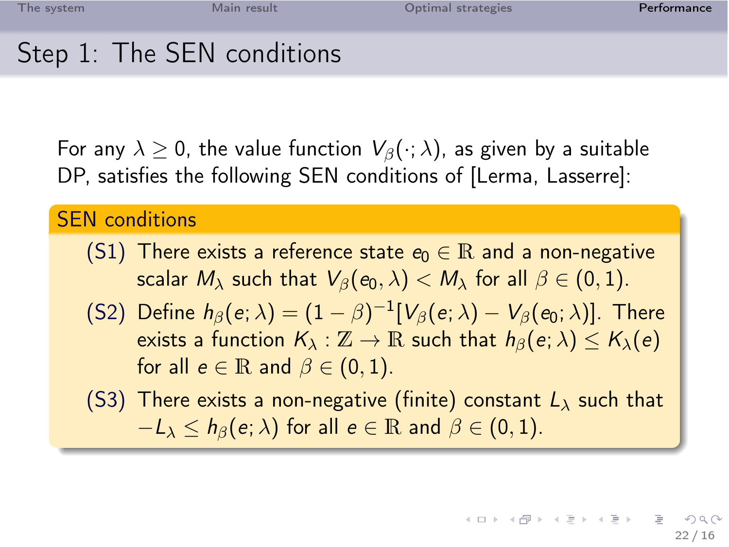# Step 1: The SEN conditions

For any $\lambda \geq 0$, the value function $V_\beta(\cdot;\lambda)$, as given by a suitable DP, satisfies the following SEN conditions of [Lerma, Lasserre]:

**SEN conditions**

- (S1) There exists a reference state $e_0 \in \mathbb{R}$ and a non-negative scalar $M_\lambda$ such that $V_\beta(e_0,\lambda) < M_\lambda$ for all $\beta \in (0,1)$.
- (S2) Define $h_\beta(e;\lambda) = (1-\beta)^{-1}[V_\beta(e;\lambda) - V_\beta(e_0;\lambda)]$. There exists a function $K_\lambda : \mathbb{Z} \to \mathbb{R}$ such that $h_\beta(e;\lambda) \leq K_\lambda(e)$ for all $e \in \mathbb{R}$ and $\beta \in (0,1)$.
- (S3) There exists a non-negative (finite) constant $L_\lambda$ such that $-L_\lambda \leq h_\beta(e;\lambda)$ for all $e \in \mathbb{R}$ and $\beta \in (0,1)$.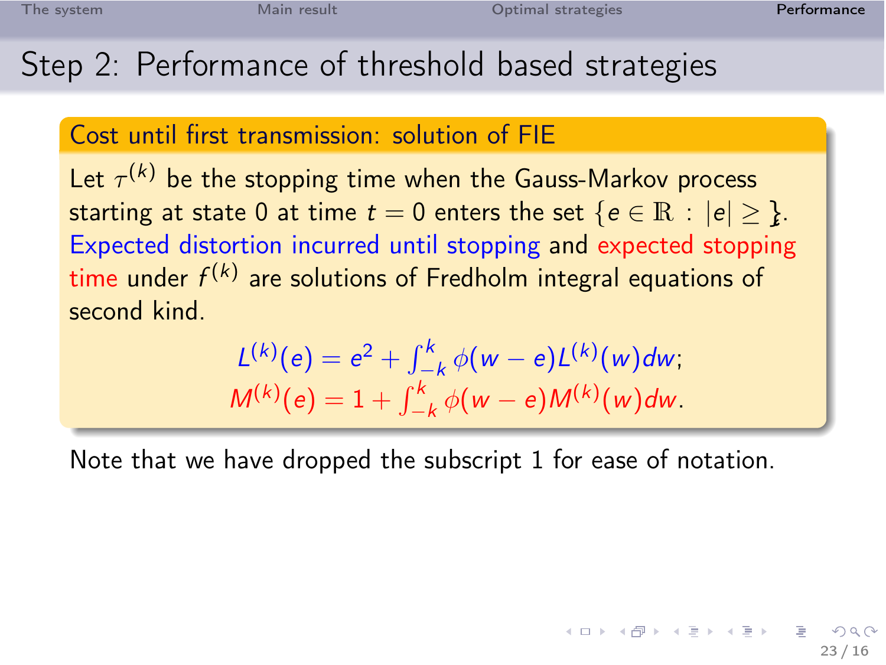# Step 2: Performance of threshold based strategies

**Cost until first transmission: solution of FIE**

Let $\tau^{(k)}$ be the stopping time when the Gauss-Markov process starting at state 0 at time $t = 0$ enters the set $\{e \in \mathbb{R} : |e| \geq \}$. Expected distortion incurred until stopping and expected stopping time under $f^{(k)}$ are solutions of Fredholm integral equations of second kind.

$$L^{(k)}(e) = e^2 + \int_{-k}^{k} \phi(w - e) L^{(k)}(w) dw;$$

$$M^{(k)}(e) = 1 + \int_{-k}^{k} \phi(w - e) M^{(k)}(w) dw.$$

Note that we have dropped the subscript 1 for ease of notation.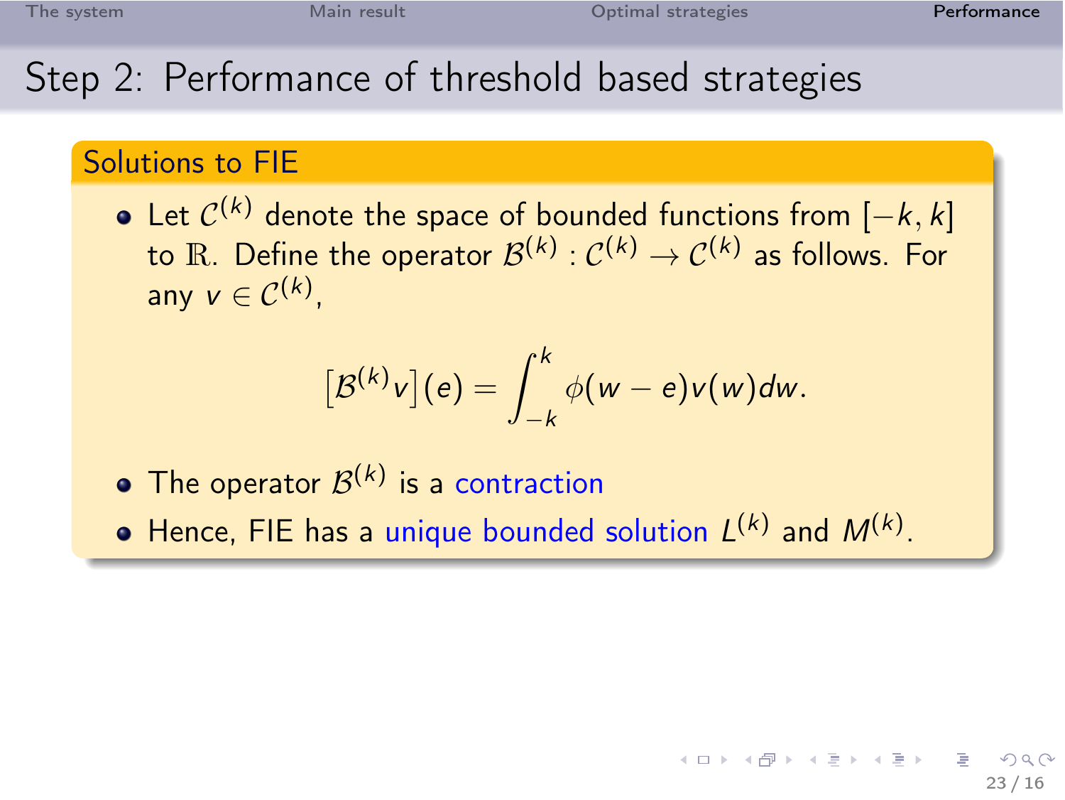# Step 2: Performance of threshold based strategies

## Solutions to FIE

- Let $\mathcal{C}^{(k)}$ denote the space of bounded functions from $[-k, k]$ to $\mathbb{R}$. Define the operator $\mathcal{B}^{(k)} : \mathcal{C}^{(k)} \to \mathcal{C}^{(k)}$ as follows. For any $v \in \mathcal{C}^{(k)}$,

$$\left[\mathcal{B}^{(k)} v\right](e) = \int_{-k}^{k} \phi(w - e) v(w) dw.$$

- The operator $\mathcal{B}^{(k)}$ is a contraction
- Hence, FIE has a unique bounded solution $L^{(k)}$ and $M^{(k)}$.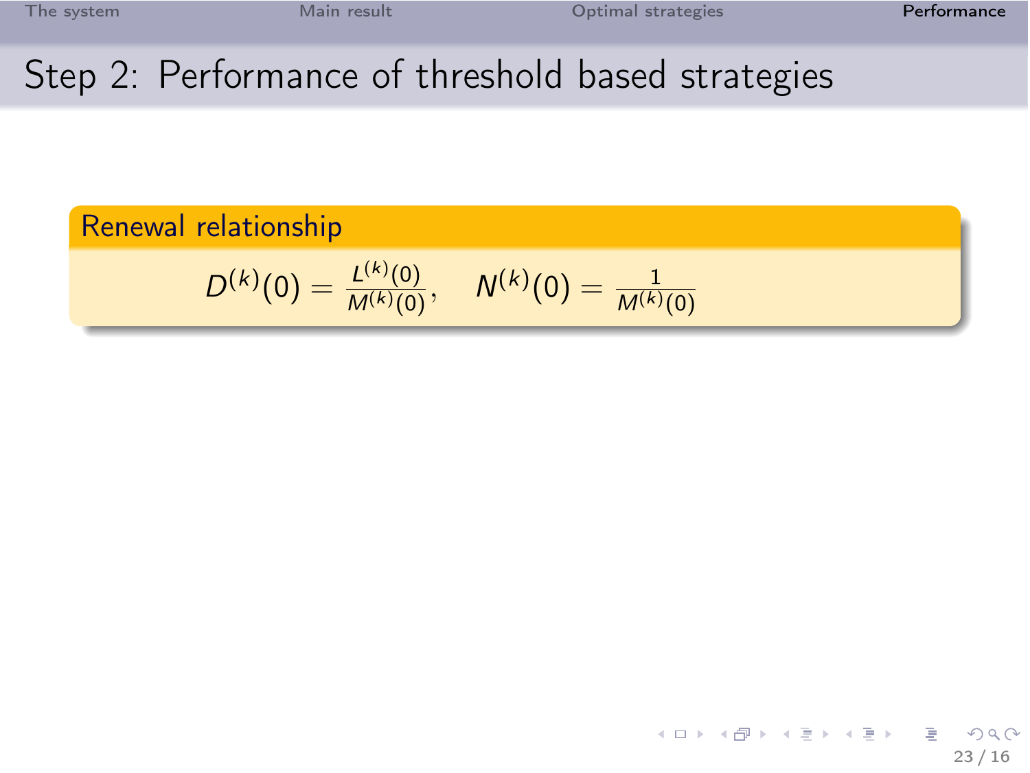# Step 2: Performance of threshold based strategies

**Renewal relationship**

$$D^{(k)}(0) = \frac{L^{(k)}(0)}{M^{(k)}(0)}, \quad N^{(k)}(0) = \frac{1}{M^{(k)}(0)}$$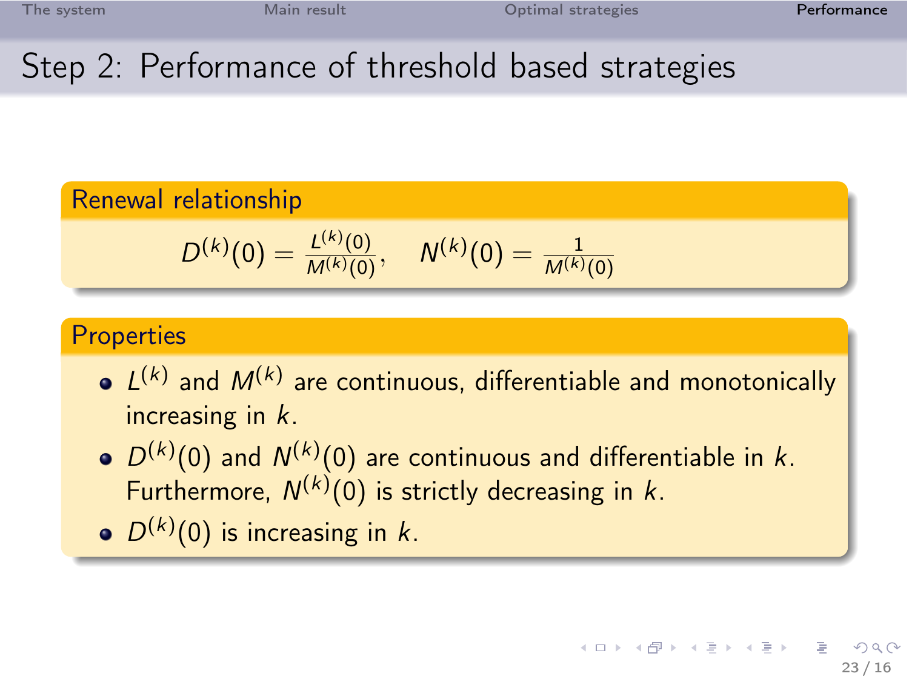# Step 2: Performance of threshold based strategies

## Renewal relationship

$$D^{(k)}(0) = \frac{L^{(k)}(0)}{M^{(k)}(0)}, \quad N^{(k)}(0) = \frac{1}{M^{(k)}(0)}$$

## Properties

- $L^{(k)}$ and $M^{(k)}$ are continuous, differentiable and monotonically increasing in $k$.
- $D^{(k)}(0)$ and $N^{(k)}(0)$ are continuous and differentiable in $k$. Furthermore, $N^{(k)}(0)$ is strictly decreasing in $k$.
- $D^{(k)}(0)$ is increasing in $k$.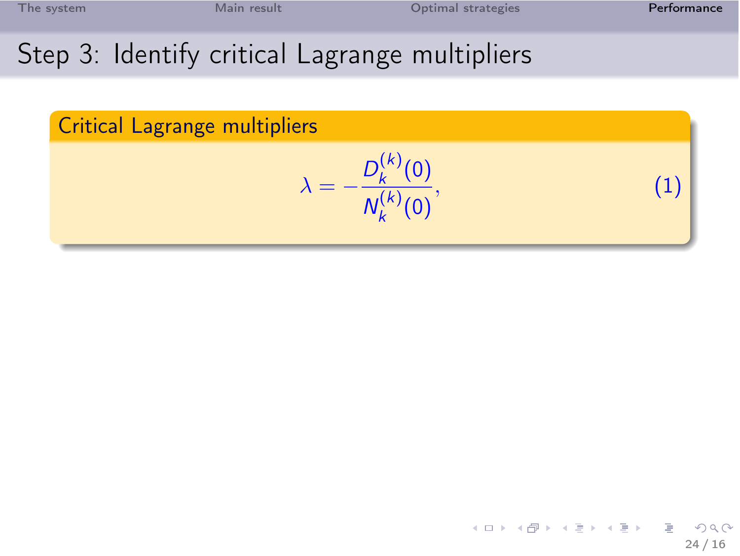# Step 3: Identify critical Lagrange multipliers

### Critical Lagrange multipliers

$$\lambda = -\frac{D_k^{(k)}(0)}{N_k^{(k)}(0)}, \tag{1}$$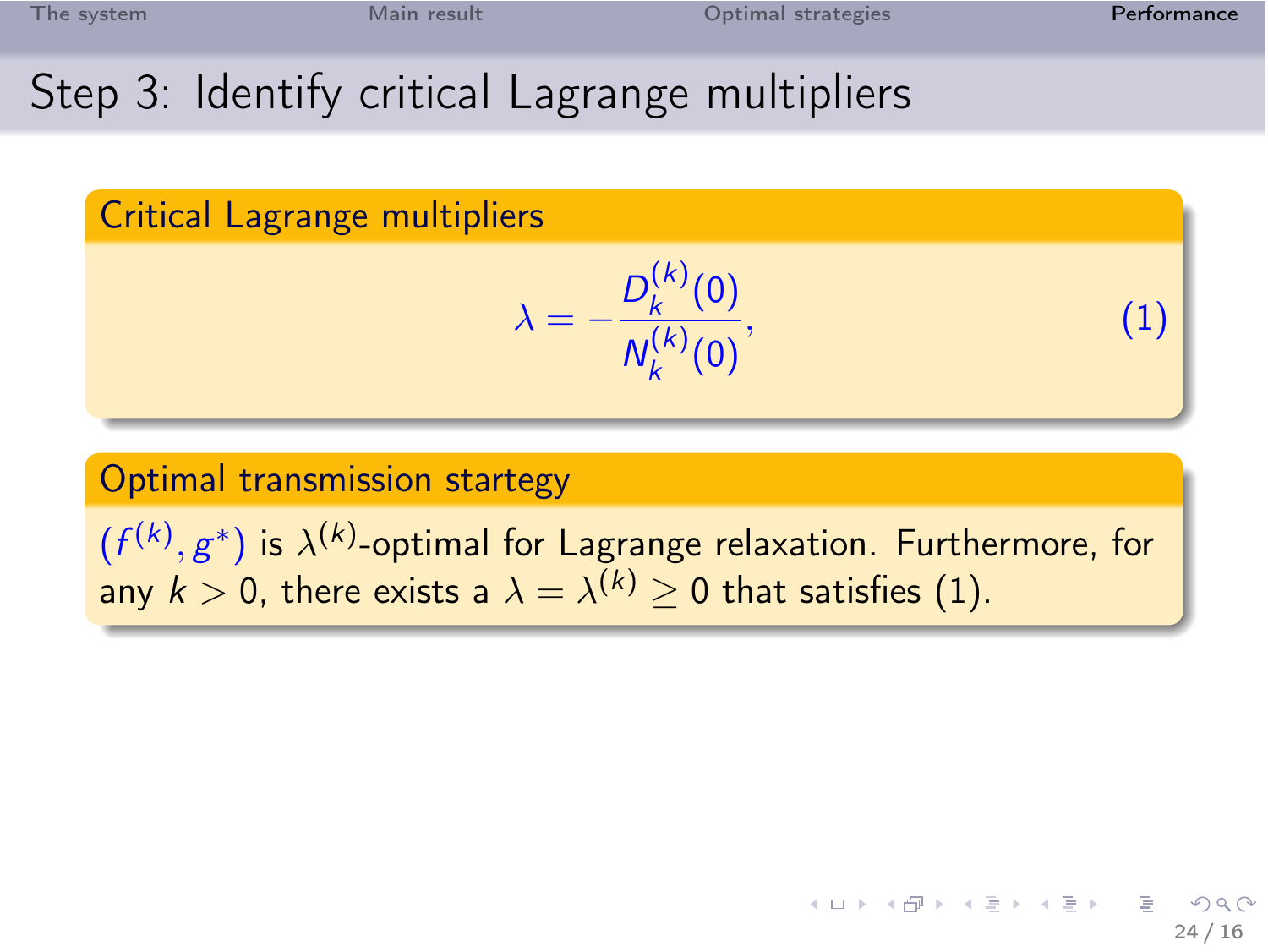## Step 3: Identify critical Lagrange multipliers

### Critical Lagrange multipliers

$$\lambda = -\frac{D_k^{(k)}(0)}{N_k^{(k)}(0)}, \tag{1}$$

### Optimal transmission startegy

$(f^{(k)}, g^*)$ is $\lambda^{(k)}$-optimal for Lagrange relaxation. Furthermore, for any $k > 0$, there exists a $\lambda = \lambda^{(k)} \geq 0$ that satisfies (1).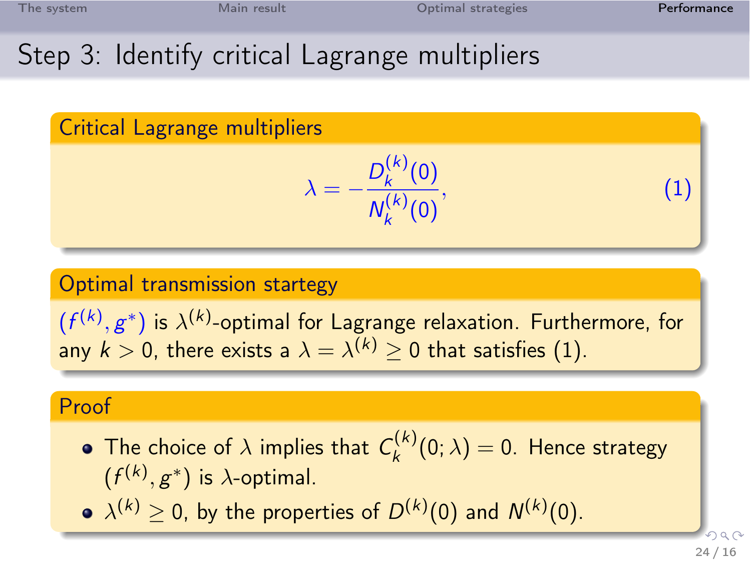# Step 3: Identify critical Lagrange multipliers

### Critical Lagrange multipliers

$$\lambda = -\frac{D_k^{(k)}(0)}{N_k^{(k)}(0)}, \tag{1}$$

### Optimal transmission startegy

$(f^{(k)}, g^*)$ is $\lambda^{(k)}$-optimal for Lagrange relaxation. Furthermore, for any $k > 0$, there exists a $\lambda = \lambda^{(k)} \geq 0$ that satisfies (1).

### Proof

- The choice of $\lambda$ implies that $C_k^{(k)}(0; \lambda) = 0$. Hence strategy $(f^{(k)}, g^*)$ is $\lambda$-optimal.
- $\lambda^{(k)} \geq 0$, by the properties of $D^{(k)}(0)$ and $N^{(k)}(0)$.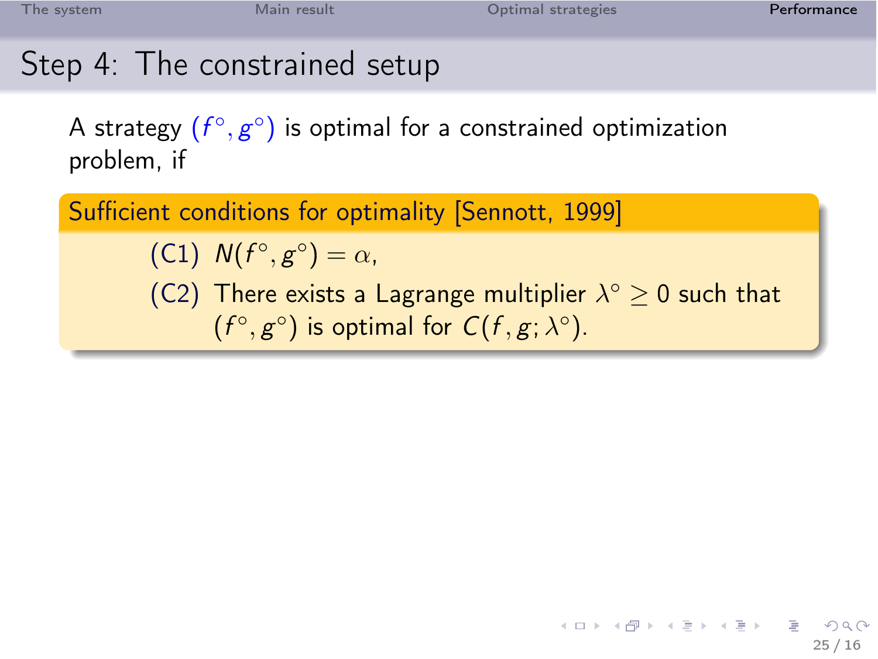## Step 4: The constrained setup

A strategy $(f^\circ, g^\circ)$ is optimal for a constrained optimization problem, if

**Sufficient conditions for optimality [Sennott, 1999]**

- (C1) $N(f^\circ, g^\circ) = \alpha$,
- (C2) There exists a Lagrange multiplier $\lambda^\circ \geq 0$ such that $(f^\circ, g^\circ)$ is optimal for $C(f, g; \lambda^\circ)$.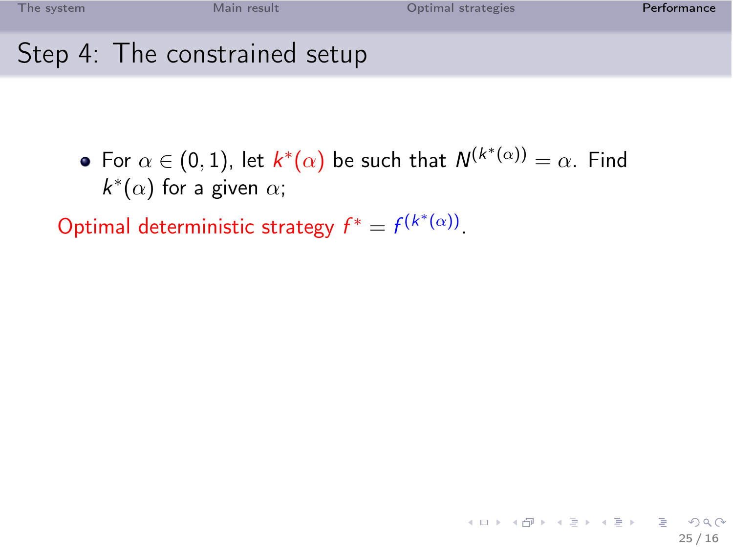## Step 4: The constrained setup

- For $\alpha \in (0, 1)$, let $k^*(\alpha)$ be such that $N^{(k^*(\alpha))} = \alpha$. Find $k^*(\alpha)$ for a given $\alpha$;

Optimal deterministic strategy $f^* = f^{(k^*(\alpha))}$.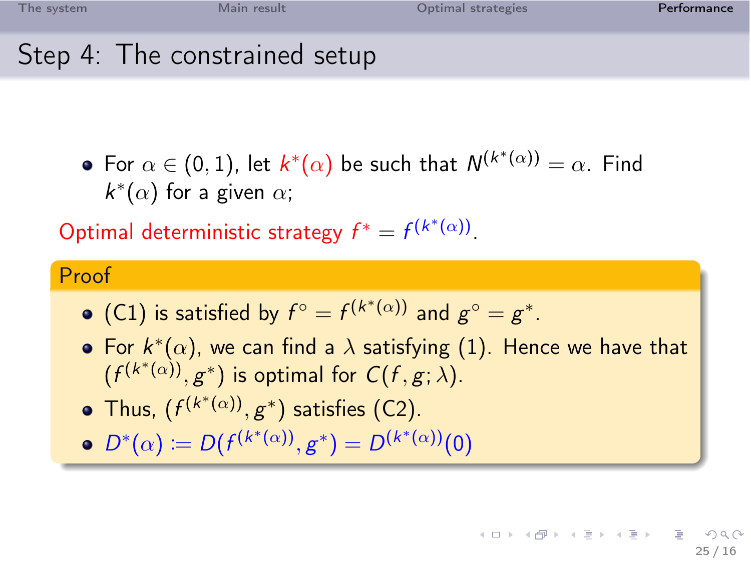## Step 4: The constrained setup

- For $\alpha \in (0,1)$, let $k^*(\alpha)$ be such that $N^{(k^*(\alpha))} = \alpha$. Find $k^*(\alpha)$ for a given $\alpha$;

Optimal deterministic strategy $f^* = f^{(k^*(\alpha))}$.

**Proof**

- (C1) is satisfied by $f^\circ = f^{(k^*(\alpha))}$ and $g^\circ = g^*$.
- For $k^*(\alpha)$, we can find a $\lambda$ satisfying (1). Hence we have that $(f^{(k^*(\alpha))}, g^*)$ is optimal for $C(f, g; \lambda)$.
- Thus, $(f^{(k^*(\alpha))}, g^*)$ satisfies (C2).
- $D^*(\alpha) := D(f^{(k^*(\alpha))}, g^*) = D^{(k^*(\alpha))}(0)$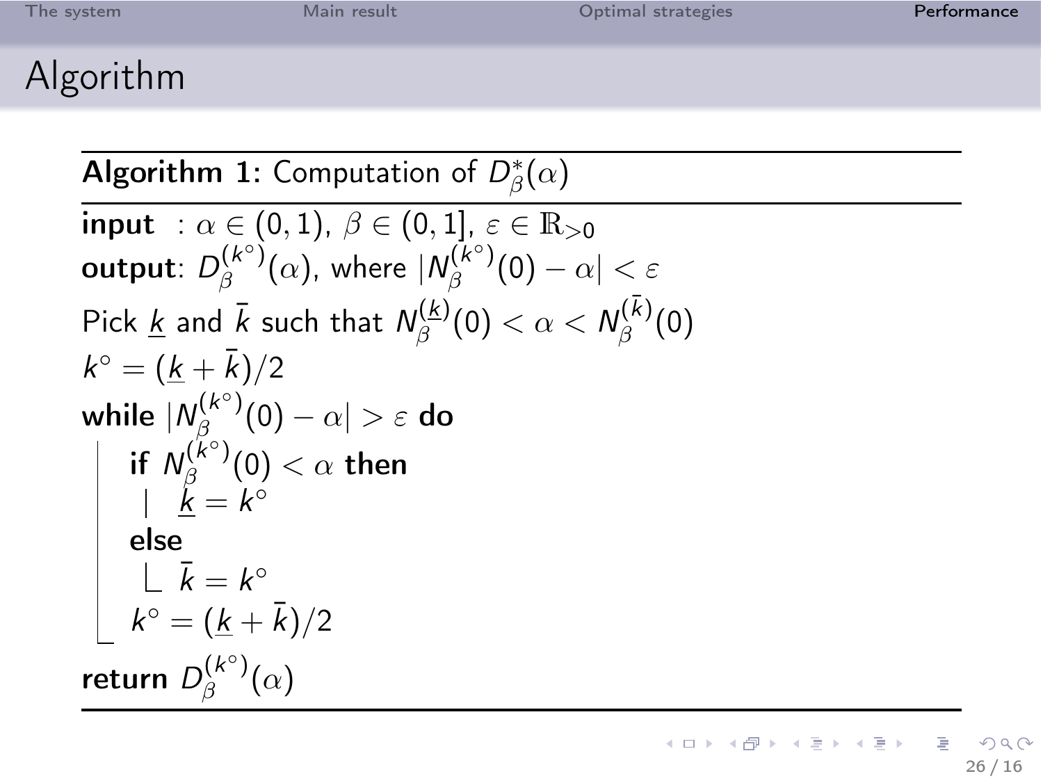# Algorithm

**Algorithm 1:** Computation of $D_\beta^*(\alpha)$

**input** : $\alpha \in (0,1)$, $\beta \in (0,1]$, $\varepsilon \in \mathbb{R}_{>0}$

**output**: $D_\beta^{(k^\circ)}(\alpha)$, where $|N_\beta^{(k^\circ)}(0) - \alpha| < \varepsilon$

Pick $\underline{k}$ and $\bar{k}$ such that $N_\beta^{(\underline{k})}(0) < \alpha < N_\beta^{(\bar{k})}(0)$

$k^\circ = (\underline{k} + \bar{k})/2$

**while** $|N_\beta^{(k^\circ)}(0) - \alpha| > \varepsilon$ **do**

- **if** $N_\beta^{(k^\circ)}(0) < \alpha$ **then**
  - $\underline{k} = k^\circ$
- **else**
  - $\bar{k} = k^\circ$
- $k^\circ = (\underline{k} + \bar{k})/2$

**return** $D_\beta^{(k^\circ)}(\alpha)$